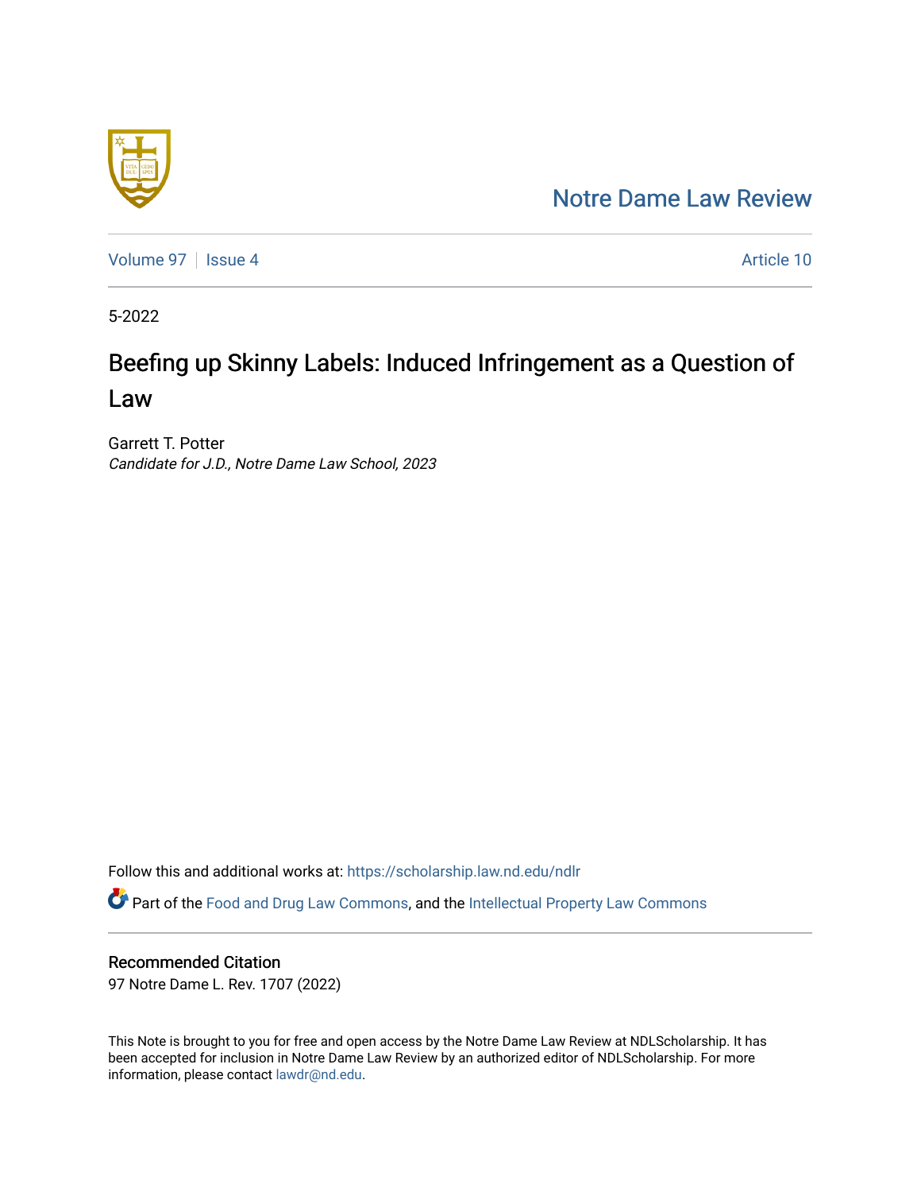Notre Dame Law Review

Volume 97 | Issue 4 | Article 10

5-2022

# Beefing up Skinny Labels: Induced Infringement as a Question of Law

Garrett T. Potter

*Candidate for J.D., Notre Dame Law School, 2023*

Follow this and additional works at: https://scholarship.law.nd.edu/ndlr

Part of the Food and Drug Law Commons, and the Intellectual Property Law Commons

## Recommended Citation

97 Notre Dame L. Rev. 1707 (2022)

This Note is brought to you for free and open access by the Notre Dame Law Review at NDLScholarship. It has been accepted for inclusion in Notre Dame Law Review by an authorized editor of NDLScholarship. For more information, please contact lawdr@nd.edu.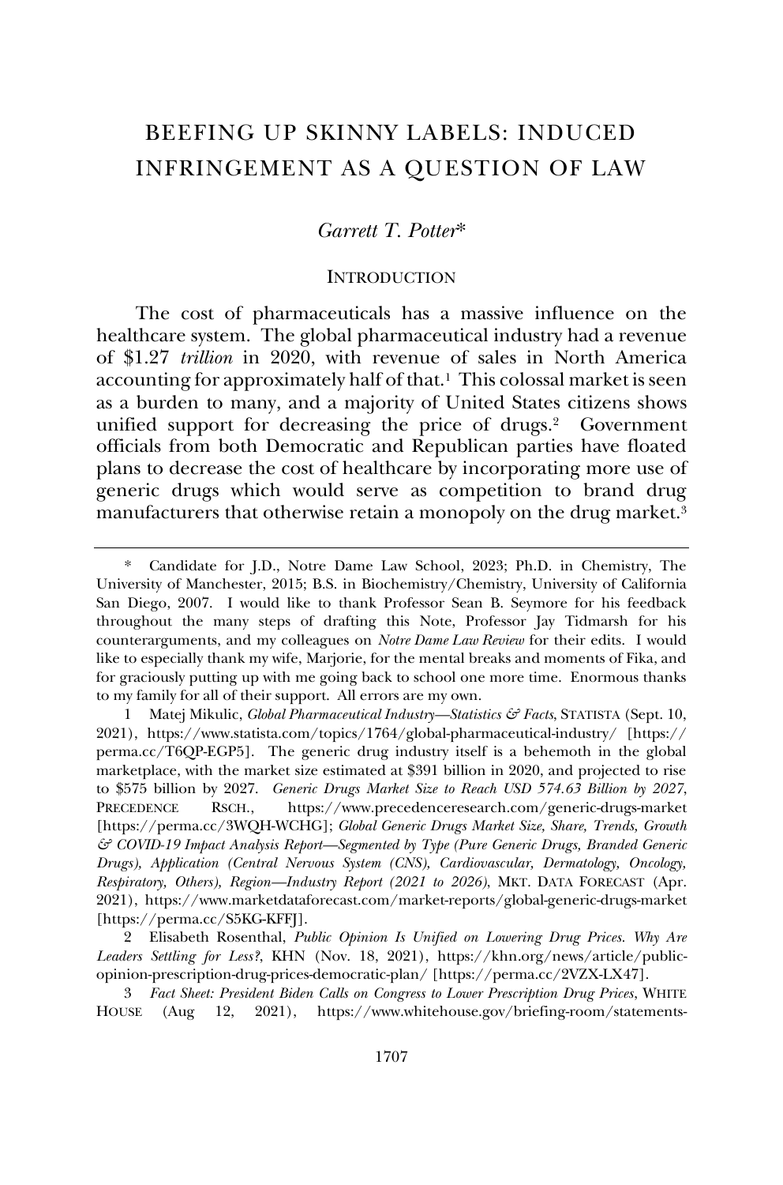# BEEFING UP SKINNY LABELS: INDUCED INFRINGEMENT AS A QUESTION OF LAW

*Garrett T. Potter*\*

## INTRODUCTION

The cost of pharmaceuticals has a massive influence on the healthcare system. The global pharmaceutical industry had a revenue of $1.27 *trillion* in 2020, with revenue of sales in North America accounting for approximately half of that.[1] This colossal market is seen as a burden to many, and a majority of United States citizens shows unified support for decreasing the price of drugs.[2] Government officials from both Democratic and Republican parties have floated plans to decrease the cost of healthcare by incorporating more use of generic drugs which would serve as competition to brand drug manufacturers that otherwise retain a monopoly on the drug market.[3]

---

\* Candidate for J.D., Notre Dame Law School, 2023; Ph.D. in Chemistry, The University of Manchester, 2015; B.S. in Biochemistry/Chemistry, University of California San Diego, 2007. I would like to thank Professor Sean B. Seymore for his feedback throughout the many steps of drafting this Note, Professor Jay Tidmarsh for his counterarguments, and my colleagues on *Notre Dame Law Review* for their edits. I would like to especially thank my wife, Marjorie, for the mental breaks and moments of Fika, and for graciously putting up with me going back to school one more time. Enormous thanks to my family for all of their support. All errors are my own.

1 Matej Mikulic, *Global Pharmaceutical Industry—Statistics & Facts*, STATISTA (Sept. 10, 2021), https://www.statista.com/topics/1764/global-pharmaceutical-industry/ [https://perma.cc/T6QP-EGP5]. The generic drug industry itself is a behemoth in the global marketplace, with the market size estimated at $391 billion in 2020, and projected to rise to $575 billion by 2027. *Generic Drugs Market Size to Reach USD 574.63 Billion by 2027*, PRECEDENCE RSCH., https://www.precedenceresearch.com/generic-drugs-market [https://perma.cc/3WQH-WCHG]; *Global Generic Drugs Market Size, Share, Trends, Growth & COVID-19 Impact Analysis Report—Segmented by Type (Pure Generic Drugs, Branded Generic Drugs), Application (Central Nervous System (CNS), Cardiovascular, Dermatology, Oncology, Respiratory, Others), Region—Industry Report (2021 to 2026)*, MKT. DATA FORECAST (Apr. 2021), https://www.marketdataforecast.com/market-reports/global-generic-drugs-market [https://perma.cc/S5KG-KFFJ].

2 Elisabeth Rosenthal, *Public Opinion Is Unified on Lowering Drug Prices. Why Are Leaders Settling for Less?*, KHN (Nov. 18, 2021), https://khn.org/news/article/public-opinion-prescription-drug-prices-democratic-plan/ [https://perma.cc/2VZX-LX47].

3 *Fact Sheet: President Biden Calls on Congress to Lower Prescription Drug Prices*, WHITE HOUSE (Aug 12, 2021), https://www.whitehouse.gov/briefing-room/statements-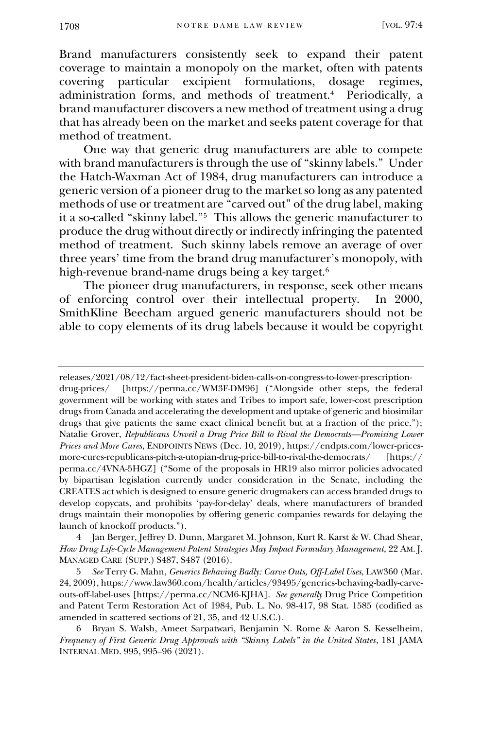Brand manufacturers consistently seek to expand their patent coverage to maintain a monopoly on the market, often with patents covering particular excipient formulations, dosage regimes, administration forms, and methods of treatment.[4] Periodically, a brand manufacturer discovers a new method of treatment using a drug that has already been on the market and seeks patent coverage for that method of treatment.

One way that generic drug manufacturers are able to compete with brand manufacturers is through the use of "skinny labels." Under the Hatch-Waxman Act of 1984, drug manufacturers can introduce a generic version of a pioneer drug to the market so long as any patented methods of use or treatment are "carved out" of the drug label, making it a so-called "skinny label."[5] This allows the generic manufacturer to produce the drug without directly or indirectly infringing the patented method of treatment. Such skinny labels remove an average of over three years' time from the brand drug manufacturer's monopoly, with high-revenue brand-name drugs being a key target.[6]

The pioneer drug manufacturers, in response, seek other means of enforcing control over their intellectual property. In 2000, SmithKline Beecham argued generic manufacturers should not be able to copy elements of its drug labels because it would be copyright

---

releases/2021/08/12/fact-sheet-president-biden-calls-on-congress-to-lower-prescription-drug-prices/ [https://perma.cc/WM3F-DM96] ("Alongside other steps, the federal government will be working with states and Tribes to import safe, lower-cost prescription drugs from Canada and accelerating the development and uptake of generic and biosimilar drugs that give patients the same exact clinical benefit but at a fraction of the price."); Natalie Grover, *Republicans Unveil a Drug Price Bill to Rival the Democrats—Promising Lower Prices and More Cures*, ENDPOINTS NEWS (Dec. 10, 2019), https://endpts.com/lower-prices-more-cures-republicans-pitch-a-utopian-drug-price-bill-to-rival-the-democrats/ [https://perma.cc/4VNA-5HGZ] ("Some of the proposals in HR19 also mirror policies advocated by bipartisan legislation currently under consideration in the Senate, including the CREATES act which is designed to ensure generic drugmakers can access branded drugs to develop copycats, and prohibits 'pay-for-delay' deals, where manufacturers of branded drugs maintain their monopolies by offering generic companies rewards for delaying the launch of knockoff products.").

4 Jan Berger, Jeffrey D. Dunn, Margaret M. Johnson, Kurt R. Karst & W. Chad Shear, *How Drug Life-Cycle Management Patent Strategies May Impact Formulary Management*, 22 AM. J. MANAGED CARE (SUPP.) S487, S487 (2016).

5 *See* Terry G. Mahn, *Generics Behaving Badly: Carve Outs, Off-Label Uses*, LAW360 (Mar. 24, 2009), https://www.law360.com/health/articles/93495/generics-behaving-badly-carve-outs-off-label-uses [https://perma.cc/NCM6-KJHA]. *See generally* Drug Price Competition and Patent Term Restoration Act of 1984, Pub. L. No. 98-417, 98 Stat. 1585 (codified as amended in scattered sections of 21, 35, and 42 U.S.C.).

6 Bryan S. Walsh, Ameet Sarpatwari, Benjamin N. Rome & Aaron S. Kesselheim, *Frequency of First Generic Drug Approvals with "Skinny Labels" in the United States*, 181 JAMA INTERNAL MED. 995, 995–96 (2021).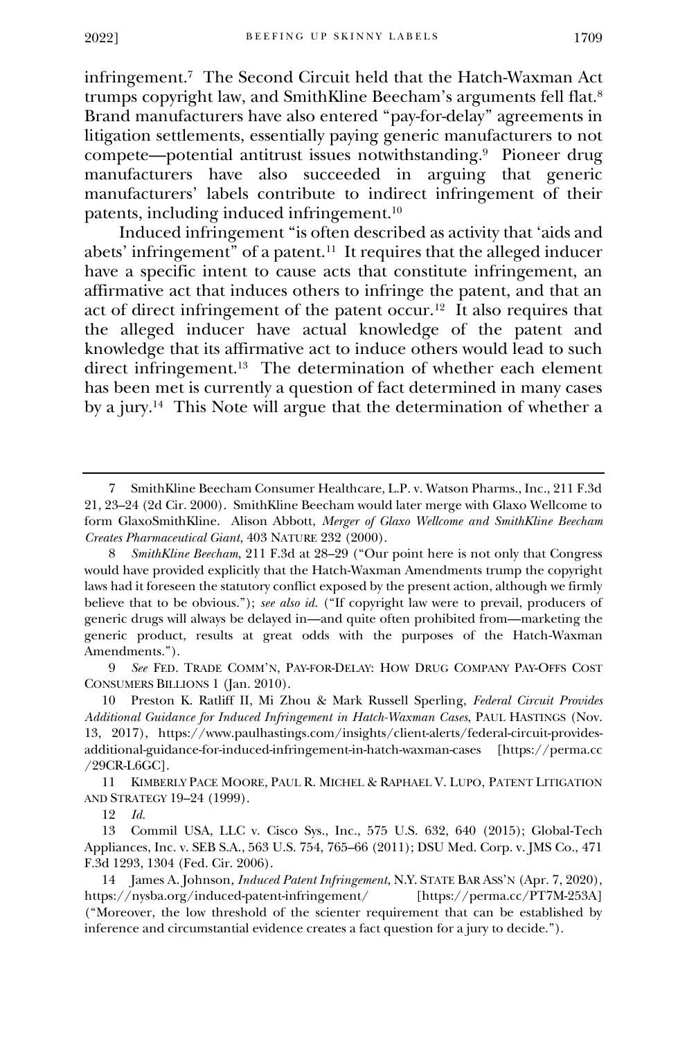infringement.[7] The Second Circuit held that the Hatch-Waxman Act trumps copyright law, and SmithKline Beecham's arguments fell flat.[8] Brand manufacturers have also entered "pay-for-delay" agreements in litigation settlements, essentially paying generic manufacturers to not compete—potential antitrust issues notwithstanding.[9] Pioneer drug manufacturers have also succeeded in arguing that generic manufacturers' labels contribute to indirect infringement of their patents, including induced infringement.[10]

Induced infringement "is often described as activity that 'aids and abets' infringement" of a patent.[11] It requires that the alleged inducer have a specific intent to cause acts that constitute infringement, an affirmative act that induces others to infringe the patent, and that an act of direct infringement of the patent occur.[12] It also requires that the alleged inducer have actual knowledge of the patent and knowledge that its affirmative act to induce others would lead to such direct infringement.[13] The determination of whether each element has been met is currently a question of fact determined in many cases by a jury.[14] This Note will argue that the determination of whether a

---

7 SmithKline Beecham Consumer Healthcare, L.P. v. Watson Pharms., Inc., 211 F.3d 21, 23–24 (2d Cir. 2000). SmithKline Beecham would later merge with Glaxo Wellcome to form GlaxoSmithKline. Alison Abbott, *Merger of Glaxo Wellcome and SmithKline Beecham Creates Pharmaceutical Giant*, 403 NATURE 232 (2000).

8 *SmithKline Beecham*, 211 F.3d at 28–29 ("Our point here is not only that Congress would have provided explicitly that the Hatch-Waxman Amendments trump the copyright laws had it foreseen the statutory conflict exposed by the present action, although we firmly believe that to be obvious."); *see also id.* ("If copyright law were to prevail, producers of generic drugs will always be delayed in—and quite often prohibited from—marketing the generic product, results at great odds with the purposes of the Hatch-Waxman Amendments.").

9 *See* FED. TRADE COMM'N, PAY-FOR-DELAY: HOW DRUG COMPANY PAY-OFFS COST CONSUMERS BILLIONS 1 (Jan. 2010).

10 Preston K. Ratliff II, Mi Zhou & Mark Russell Sperling, *Federal Circuit Provides Additional Guidance for Induced Infringement in Hatch-Waxman Cases*, PAUL HASTINGS (Nov. 13, 2017), https://www.paulhastings.com/insights/client-alerts/federal-circuit-provides-additional-guidance-for-induced-infringement-in-hatch-waxman-cases [https://perma.cc/29CR-L6GC].

11 KIMBERLY PACE MOORE, PAUL R. MICHEL & RAPHAEL V. LUPO, PATENT LITIGATION AND STRATEGY 19–24 (1999).

12 *Id.*

13 Commil USA, LLC v. Cisco Sys., Inc., 575 U.S. 632, 640 (2015); Global-Tech Appliances, Inc. v. SEB S.A., 563 U.S. 754, 765–66 (2011); DSU Med. Corp. v. JMS Co., 471 F.3d 1293, 1304 (Fed. Cir. 2006).

14 James A. Johnson, *Induced Patent Infringement*, N.Y. STATE BAR ASS'N (Apr. 7, 2020), https://nysba.org/induced-patent-infringement/ [https://perma.cc/PT7M-253A] ("Moreover, the low threshold of the scienter requirement that can be established by inference and circumstantial evidence creates a fact question for a jury to decide.").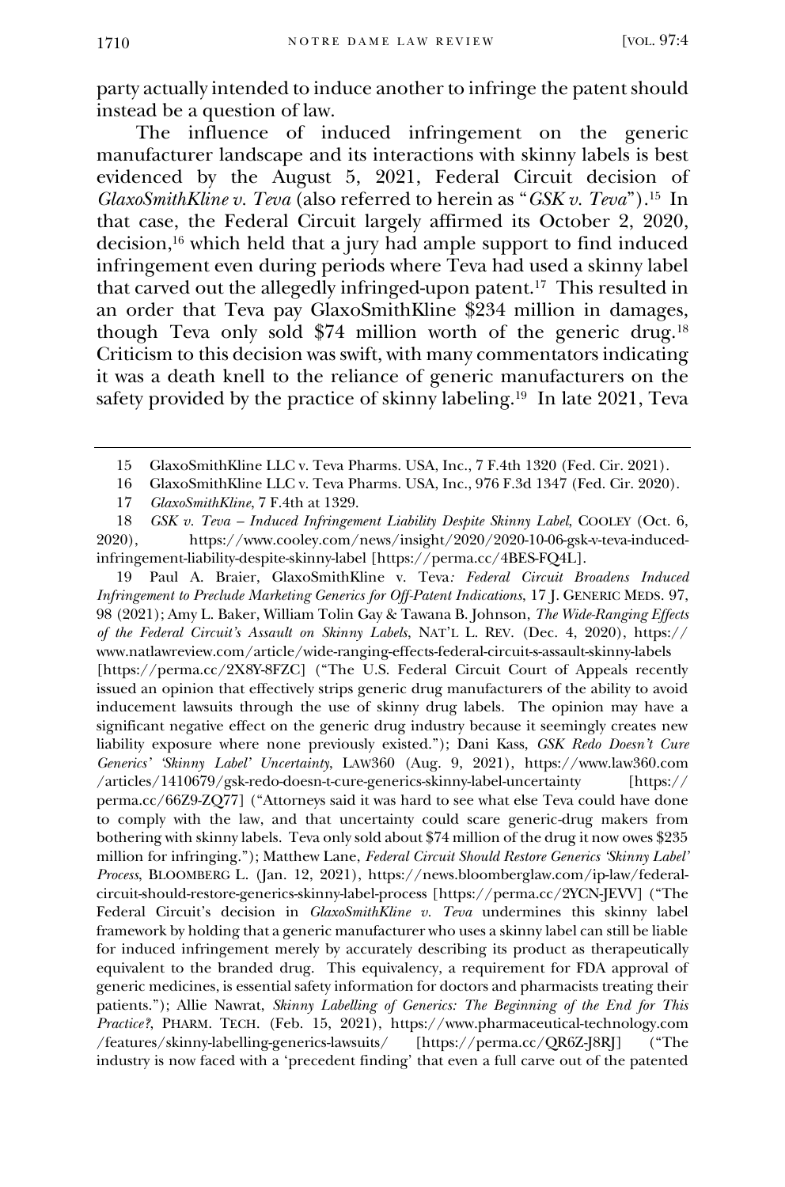party actually intended to induce another to infringe the patent should instead be a question of law.

The influence of induced infringement on the generic manufacturer landscape and its interactions with skinny labels is best evidenced by the August 5, 2021, Federal Circuit decision of *GlaxoSmithKline v. Teva* (also referred to herein as "*GSK v. Teva*").[15] In that case, the Federal Circuit largely affirmed its October 2, 2020, decision,[16] which held that a jury had ample support to find induced infringement even during periods where Teva had used a skinny label that carved out the allegedly infringed-upon patent.[17] This resulted in an order that Teva pay GlaxoSmithKline $234 million in damages, though Teva only sold $74 million worth of the generic drug.[18] Criticism to this decision was swift, with many commentators indicating it was a death knell to the reliance of generic manufacturers on the safety provided by the practice of skinny labeling.[19] In late 2021, Teva

---

15 GlaxoSmithKline LLC v. Teva Pharms. USA, Inc., 7 F.4th 1320 (Fed. Cir. 2021).

16 GlaxoSmithKline LLC v. Teva Pharms. USA, Inc., 976 F.3d 1347 (Fed. Cir. 2020).

17 *GlaxoSmithKline*, 7 F.4th at 1329.

18 *GSK v. Teva – Induced Infringement Liability Despite Skinny Label*, COOLEY (Oct. 6, 2020), https://www.cooley.com/news/insight/2020/2020-10-06-gsk-v-teva-induced-infringement-liability-despite-skinny-label [https://perma.cc/4BES-FQ4L].

19 Paul A. Braier, GlaxoSmithKline v. Teva*: Federal Circuit Broadens Induced Infringement to Preclude Marketing Generics for Off-Patent Indications*, 17 J. GENERIC MEDS. 97, 98 (2021); Amy L. Baker, William Tolin Gay & Tawana B. Johnson, *The Wide-Ranging Effects of the Federal Circuit's Assault on Skinny Labels*, NAT'L L. REV. (Dec. 4, 2020), https://www.natlawreview.com/article/wide-ranging-effects-federal-circuit-s-assault-skinny-labels [https://perma.cc/2X8Y-8FZC] ("The U.S. Federal Circuit Court of Appeals recently issued an opinion that effectively strips generic drug manufacturers of the ability to avoid inducement lawsuits through the use of skinny drug labels. The opinion may have a significant negative effect on the generic drug industry because it seemingly creates new liability exposure where none previously existed."); Dani Kass, *GSK Redo Doesn't Cure Generics' 'Skinny Label' Uncertainty*, LAW360 (Aug. 9, 2021), https://www.law360.com/articles/1410679/gsk-redo-doesn-t-cure-generics-skinny-label-uncertainty [https://perma.cc/66Z9-ZQ77] ("Attorneys said it was hard to see what else Teva could have done to comply with the law, and that uncertainty could scare generic-drug makers from bothering with skinny labels. Teva only sold about $74 million of the drug it now owes $235 million for infringing."); Matthew Lane, *Federal Circuit Should Restore Generics 'Skinny Label' Process*, BLOOMBERG L. (Jan. 12, 2021), https://news.bloomberglaw.com/ip-law/federal-circuit-should-restore-generics-skinny-label-process [https://perma.cc/2YCN-JEVV] ("The Federal Circuit's decision in *GlaxoSmithKline v. Teva* undermines this skinny label framework by holding that a generic manufacturer who uses a skinny label can still be liable for induced infringement merely by accurately describing its product as therapeutically equivalent to the branded drug. This equivalency, a requirement for FDA approval of generic medicines, is essential safety information for doctors and pharmacists treating their patients."); Allie Nawrat, *Skinny Labelling of Generics: The Beginning of the End for This Practice?*, PHARM. TECH. (Feb. 15, 2021), https://www.pharmaceutical-technology.com/features/skinny-labelling-generics-lawsuits/ [https://perma.cc/QR6Z-J8RJ] ("The industry is now faced with a 'precedent finding' that even a full carve out of the patented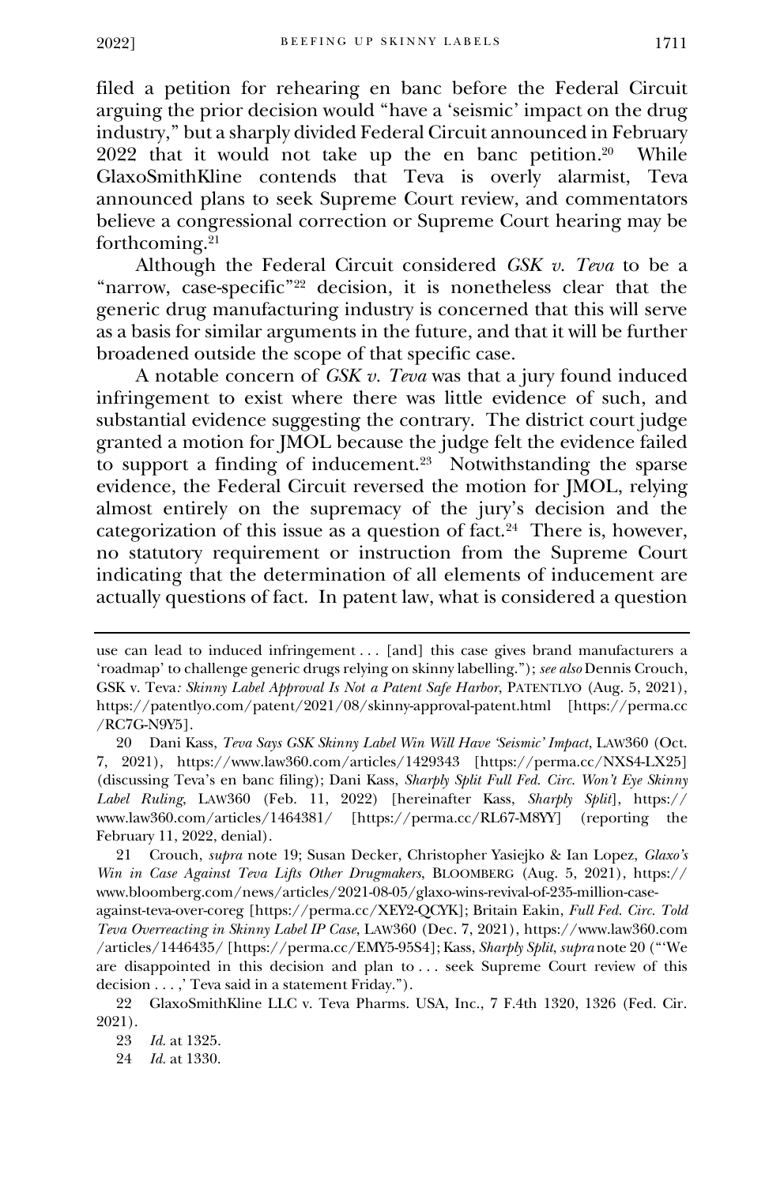filed a petition for rehearing en banc before the Federal Circuit arguing the prior decision would "have a 'seismic' impact on the drug industry," but a sharply divided Federal Circuit announced in February 2022 that it would not take up the en banc petition.[20] While GlaxoSmithKline contends that Teva is overly alarmist, Teva announced plans to seek Supreme Court review, and commentators believe a congressional correction or Supreme Court hearing may be forthcoming.[21]

Although the Federal Circuit considered *GSK v. Teva* to be a "narrow, case-specific"[22] decision, it is nonetheless clear that the generic drug manufacturing industry is concerned that this will serve as a basis for similar arguments in the future, and that it will be further broadened outside the scope of that specific case.

A notable concern of *GSK v. Teva* was that a jury found induced infringement to exist where there was little evidence of such, and substantial evidence suggesting the contrary. The district court judge granted a motion for JMOL because the judge felt the evidence failed to support a finding of inducement.[23] Notwithstanding the sparse evidence, the Federal Circuit reversed the motion for JMOL, relying almost entirely on the supremacy of the jury's decision and the categorization of this issue as a question of fact.[24] There is, however, no statutory requirement or instruction from the Supreme Court indicating that the determination of all elements of inducement are actually questions of fact. In patent law, what is considered a question

---

use can lead to induced infringement . . . [and] this case gives brand manufacturers a 'roadmap' to challenge generic drugs relying on skinny labelling."); *see also* Dennis Crouch, *GSK v. Teva: Skinny Label Approval Is Not a Patent Safe Harbor*, PATENTLYO (Aug. 5, 2021), https://patentlyo.com/patent/2021/08/skinny-approval-patent.html [https://perma.cc/RC7G-N9Y5].

20 Dani Kass, *Teva Says GSK Skinny Label Win Will Have 'Seismic' Impact*, LAW360 (Oct. 7, 2021), https://www.law360.com/articles/1429343 [https://perma.cc/NXS4-LX25] (discussing Teva's en banc filing); Dani Kass, *Sharply Split Full Fed. Circ. Won't Eye Skinny Label Ruling*, LAW360 (Feb. 11, 2022) [hereinafter Kass, *Sharply Split*], https://www.law360.com/articles/1464381/ [https://perma.cc/RL67-M8YY] (reporting the February 11, 2022, denial).

21 Crouch, *supra* note 19; Susan Decker, Christopher Yasiejko & Ian Lopez, *Glaxo's Win in Case Against Teva Lifts Other Drugmakers*, BLOOMBERG (Aug. 5, 2021), https://www.bloomberg.com/news/articles/2021-08-05/glaxo-wins-revival-of-235-million-case-against-teva-over-coreg [https://perma.cc/XEY2-QCYK]; Britain Eakin, *Full Fed. Circ. Told Teva Overreacting in Skinny Label IP Case*, LAW360 (Dec. 7, 2021), https://www.law360.com/articles/1446435/ [https://perma.cc/EMY5-95S4]; Kass, *Sharply Split*, *supra* note 20 ("'We are disappointed in this decision and plan to . . . seek Supreme Court review of this decision . . . ,' Teva said in a statement Friday.").

22 GlaxoSmithKline LLC v. Teva Pharms. USA, Inc., 7 F.4th 1320, 1326 (Fed. Cir. 2021).

23 *Id.* at 1325.

24 *Id.* at 1330.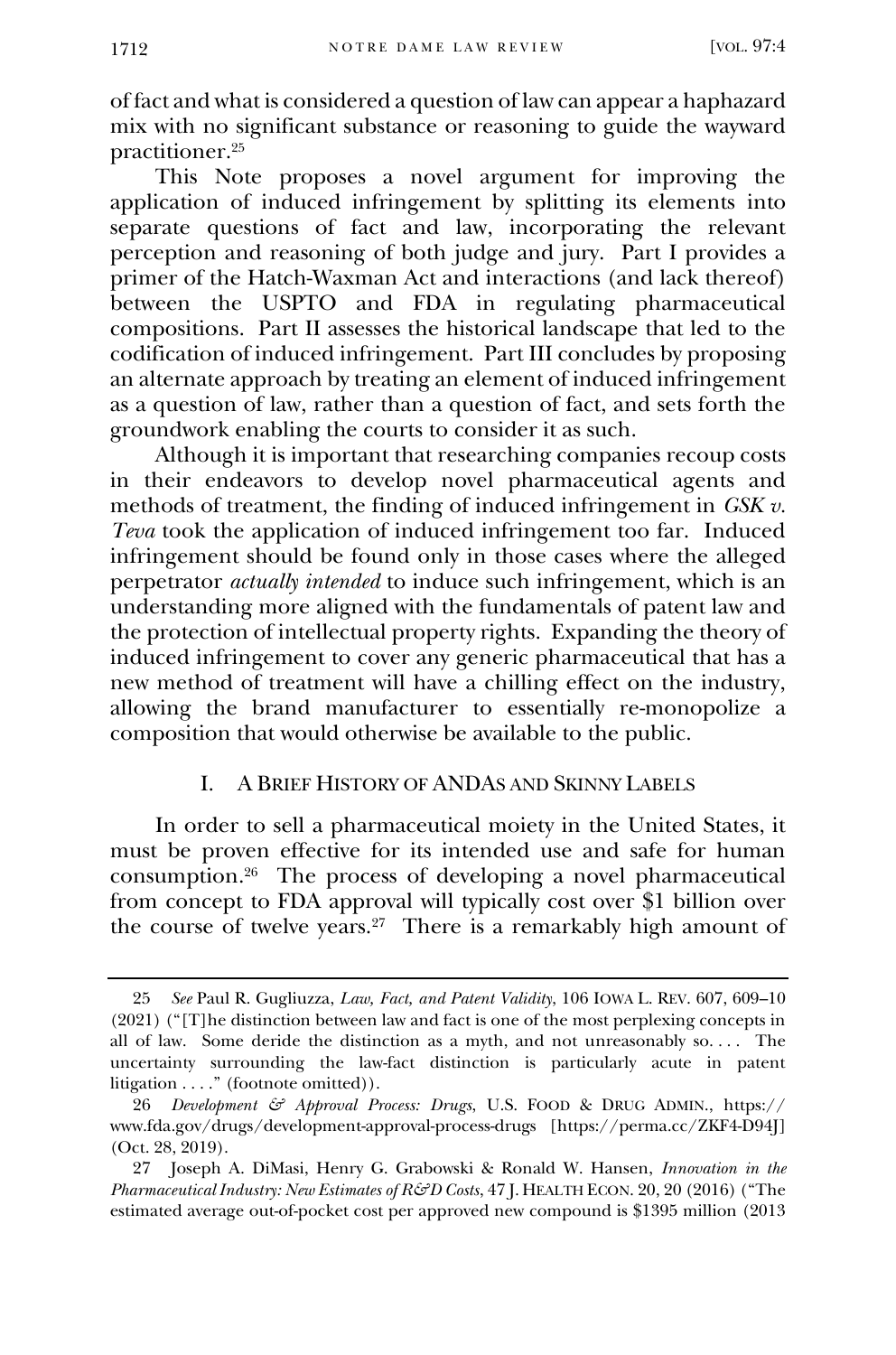of fact and what is considered a question of law can appear a haphazard mix with no significant substance or reasoning to guide the wayward practitioner.[25]

This Note proposes a novel argument for improving the application of induced infringement by splitting its elements into separate questions of fact and law, incorporating the relevant perception and reasoning of both judge and jury. Part I provides a primer of the Hatch-Waxman Act and interactions (and lack thereof) between the USPTO and FDA in regulating pharmaceutical compositions. Part II assesses the historical landscape that led to the codification of induced infringement. Part III concludes by proposing an alternate approach by treating an element of induced infringement as a question of law, rather than a question of fact, and sets forth the groundwork enabling the courts to consider it as such.

Although it is important that researching companies recoup costs in their endeavors to develop novel pharmaceutical agents and methods of treatment, the finding of induced infringement in *GSK v. Teva* took the application of induced infringement too far. Induced infringement should be found only in those cases where the alleged perpetrator *actually intended* to induce such infringement, which is an understanding more aligned with the fundamentals of patent law and the protection of intellectual property rights. Expanding the theory of induced infringement to cover any generic pharmaceutical that has a new method of treatment will have a chilling effect on the industry, allowing the brand manufacturer to essentially re-monopolize a composition that would otherwise be available to the public.

## I. A Brief History of ANDAs and Skinny Labels

In order to sell a pharmaceutical moiety in the United States, it must be proven effective for its intended use and safe for human consumption.[26] The process of developing a novel pharmaceutical from concept to FDA approval will typically cost over $1 billion over the course of twelve years.[27] There is a remarkably high amount of

---

25 *See* Paul R. Gugliuzza, *Law, Fact, and Patent Validity*, 106 Iowa L. Rev. 607, 609–10 (2021) ("[T]he distinction between law and fact is one of the most perplexing concepts in all of law. Some deride the distinction as a myth, and not unreasonably so. . . . The uncertainty surrounding the law-fact distinction is particularly acute in patent litigation . . . ." (footnote omitted)).

26 *Development & Approval Process: Drugs*, U.S. Food & Drug Admin., https://www.fda.gov/drugs/development-approval-process-drugs [https://perma.cc/ZKF4-D94J] (Oct. 28, 2019).

27 Joseph A. DiMasi, Henry G. Grabowski & Ronald W. Hansen, *Innovation in the Pharmaceutical Industry: New Estimates of R&D Costs*, 47 J. Health Econ. 20, 20 (2016) ("The estimated average out-of-pocket cost per approved new compound is $1395 million (2013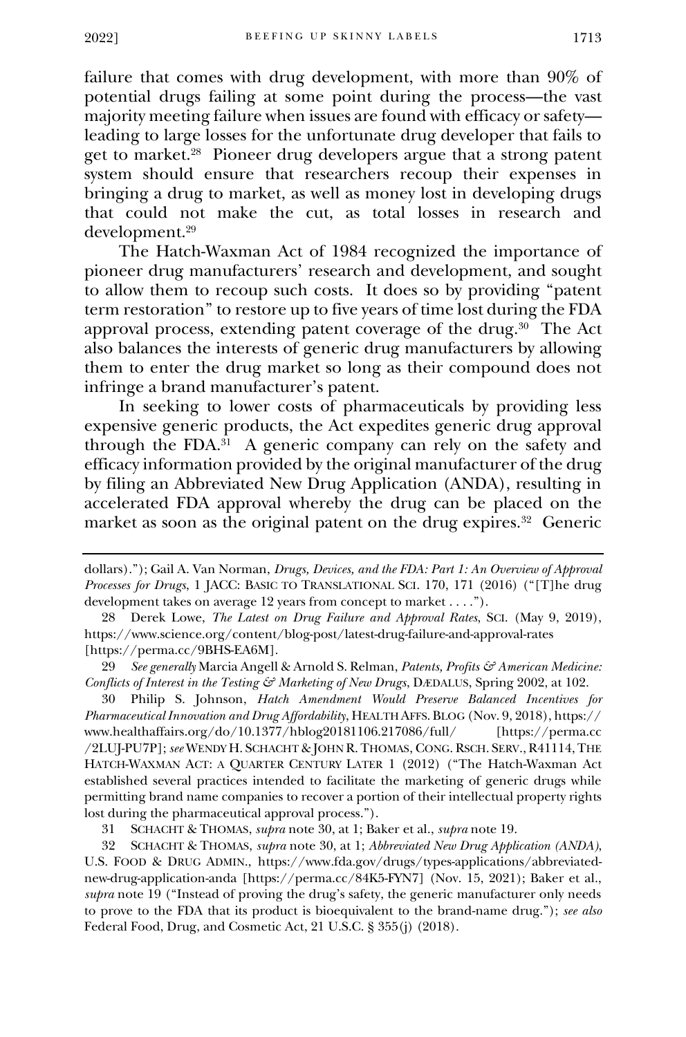failure that comes with drug development, with more than 90% of potential drugs failing at some point during the process—the vast majority meeting failure when issues are found with efficacy or safety—leading to large losses for the unfortunate drug developer that fails to get to market.[28] Pioneer drug developers argue that a strong patent system should ensure that researchers recoup their expenses in bringing a drug to market, as well as money lost in developing drugs that could not make the cut, as total losses in research and development.[29]

The Hatch-Waxman Act of 1984 recognized the importance of pioneer drug manufacturers' research and development, and sought to allow them to recoup such costs. It does so by providing "patent term restoration" to restore up to five years of time lost during the FDA approval process, extending patent coverage of the drug.[30] The Act also balances the interests of generic drug manufacturers by allowing them to enter the drug market so long as their compound does not infringe a brand manufacturer's patent.

In seeking to lower costs of pharmaceuticals by providing less expensive generic products, the Act expedites generic drug approval through the FDA.[31] A generic company can rely on the safety and efficacy information provided by the original manufacturer of the drug by filing an Abbreviated New Drug Application (ANDA), resulting in accelerated FDA approval whereby the drug can be placed on the market as soon as the original patent on the drug expires.[32] Generic

---

dollars)."); Gail A. Van Norman, *Drugs, Devices, and the FDA: Part 1: An Overview of Approval Processes for Drugs*, 1 JACC: BASIC TO TRANSLATIONAL SCI. 170, 171 (2016) ("[T]he drug development takes on average 12 years from concept to market . . . .").

28 Derek Lowe, *The Latest on Drug Failure and Approval Rates*, SCI. (May 9, 2019), https://www.science.org/content/blog-post/latest-drug-failure-and-approval-rates [https://perma.cc/9BHS-EA6M].

29 *See generally* Marcia Angell & Arnold S. Relman, *Patents, Profits & American Medicine: Conflicts of Interest in the Testing & Marketing of New Drugs*, DÆDALUS, Spring 2002, at 102.

30 Philip S. Johnson, *Hatch Amendment Would Preserve Balanced Incentives for Pharmaceutical Innovation and Drug Affordability*, HEALTH AFFS. BLOG (Nov. 9, 2018), https://www.healthaffairs.org/do/10.1377/hblog20181106.217086/full/ [https://perma.cc/2LUJ-PU7P]; *see* WENDY H. SCHACHT & JOHN R. THOMAS, CONG. RSCH. SERV., R41114, THE HATCH-WAXMAN ACT: A QUARTER CENTURY LATER 1 (2012) ("The Hatch-Waxman Act established several practices intended to facilitate the marketing of generic drugs while permitting brand name companies to recover a portion of their intellectual property rights lost during the pharmaceutical approval process.").

31 SCHACHT & THOMAS, *supra* note 30, at 1; Baker et al., *supra* note 19.

32 SCHACHT & THOMAS, *supra* note 30, at 1; *Abbreviated New Drug Application (ANDA)*, U.S. FOOD & DRUG ADMIN., https://www.fda.gov/drugs/types-applications/abbreviated-new-drug-application-anda [https://perma.cc/84K5-FYN7] (Nov. 15, 2021); Baker et al., *supra* note 19 ("Instead of proving the drug's safety, the generic manufacturer only needs to prove to the FDA that its product is bioequivalent to the brand-name drug."); *see also* Federal Food, Drug, and Cosmetic Act, 21 U.S.C. § 355(j) (2018).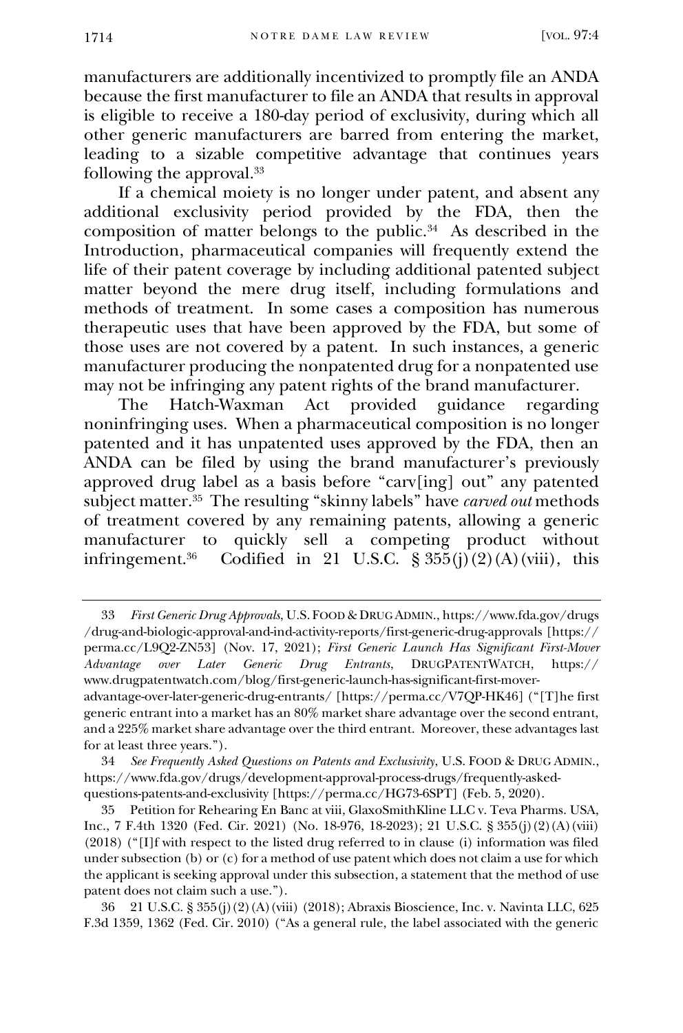manufacturers are additionally incentivized to promptly file an ANDA because the first manufacturer to file an ANDA that results in approval is eligible to receive a 180-day period of exclusivity, during which all other generic manufacturers are barred from entering the market, leading to a sizable competitive advantage that continues years following the approval.[33]

If a chemical moiety is no longer under patent, and absent any additional exclusivity period provided by the FDA, then the composition of matter belongs to the public.[34] As described in the Introduction, pharmaceutical companies will frequently extend the life of their patent coverage by including additional patented subject matter beyond the mere drug itself, including formulations and methods of treatment. In some cases a composition has numerous therapeutic uses that have been approved by the FDA, but some of those uses are not covered by a patent. In such instances, a generic manufacturer producing the nonpatented drug for a nonpatented use may not be infringing any patent rights of the brand manufacturer.

The Hatch-Waxman Act provided guidance regarding noninfringing uses. When a pharmaceutical composition is no longer patented and it has unpatented uses approved by the FDA, then an ANDA can be filed by using the brand manufacturer's previously approved drug label as a basis before "carv[ing] out" any patented subject matter.[35] The resulting "skinny labels" have *carved out* methods of treatment covered by any remaining patents, allowing a generic manufacturer to quickly sell a competing product without infringement.[36] Codified in 21 U.S.C. § 355(j)(2)(A)(viii), this

---

33 *First Generic Drug Approvals*, U.S. FOOD & DRUG ADMIN., https://www.fda.gov/drugs/drug-and-biologic-approval-and-ind-activity-reports/first-generic-drug-approvals [https://perma.cc/L9Q2-ZN53] (Nov. 17, 2021); *First Generic Launch Has Significant First-Mover Advantage over Later Generic Drug Entrants*, DRUGPATENTWATCH, https://www.drugpatentwatch.com/blog/first-generic-launch-has-significant-first-mover-advantage-over-later-generic-drug-entrants/ [https://perma.cc/V7QP-HK46] ("[T]he first generic entrant into a market has an 80% market share advantage over the second entrant, and a 225% market share advantage over the third entrant. Moreover, these advantages last for at least three years.").

34 *See Frequently Asked Questions on Patents and Exclusivity*, U.S. FOOD & DRUG ADMIN., https://www.fda.gov/drugs/development-approval-process-drugs/frequently-asked-questions-patents-and-exclusivity [https://perma.cc/HG73-6SPT] (Feb. 5, 2020).

35 Petition for Rehearing En Banc at viii, GlaxoSmithKline LLC v. Teva Pharms. USA, Inc., 7 F.4th 1320 (Fed. Cir. 2021) (No. 18-976, 18-2023); 21 U.S.C. § 355(j)(2)(A)(viii) (2018) ("[I]f with respect to the listed drug referred to in clause (i) information was filed under subsection (b) or (c) for a method of use patent which does not claim a use for which the applicant is seeking approval under this subsection, a statement that the method of use patent does not claim such a use.").

36 21 U.S.C. § 355(j)(2)(A)(viii) (2018); Abraxis Bioscience, Inc. v. Navinta LLC, 625 F.3d 1359, 1362 (Fed. Cir. 2010) ("As a general rule, the label associated with the generic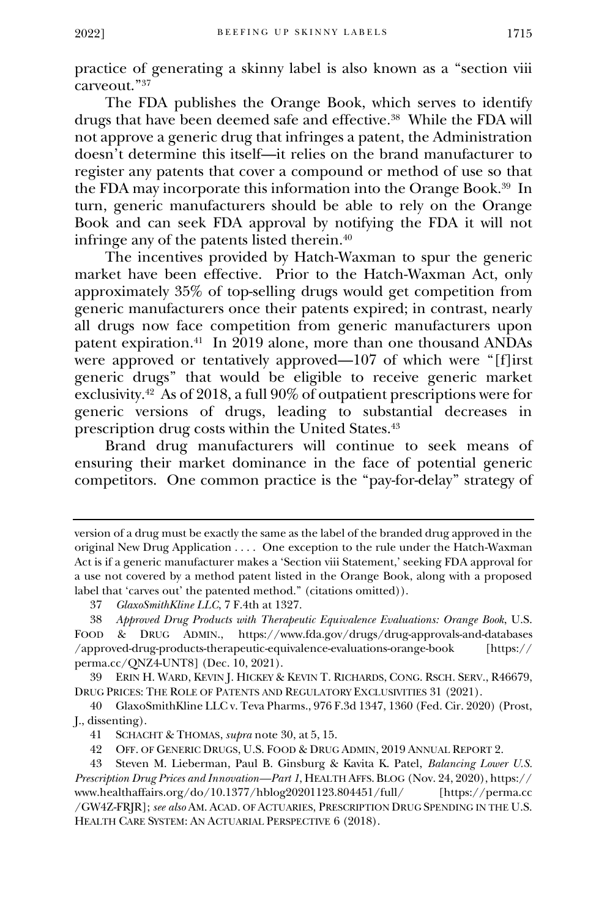practice of generating a skinny label is also known as a "section viii carveout."[37]

The FDA publishes the Orange Book, which serves to identify drugs that have been deemed safe and effective.[38] While the FDA will not approve a generic drug that infringes a patent, the Administration doesn't determine this itself—it relies on the brand manufacturer to register any patents that cover a compound or method of use so that the FDA may incorporate this information into the Orange Book.[39] In turn, generic manufacturers should be able to rely on the Orange Book and can seek FDA approval by notifying the FDA it will not infringe any of the patents listed therein.[40]

The incentives provided by Hatch-Waxman to spur the generic market have been effective. Prior to the Hatch-Waxman Act, only approximately 35% of top-selling drugs would get competition from generic manufacturers once their patents expired; in contrast, nearly all drugs now face competition from generic manufacturers upon patent expiration.[41] In 2019 alone, more than one thousand ANDAs were approved or tentatively approved—107 of which were "[f]irst generic drugs" that would be eligible to receive generic market exclusivity.[42] As of 2018, a full 90% of outpatient prescriptions were for generic versions of drugs, leading to substantial decreases in prescription drug costs within the United States.[43]

Brand drug manufacturers will continue to seek means of ensuring their market dominance in the face of potential generic competitors. One common practice is the "pay-for-delay" strategy of

---

version of a drug must be exactly the same as the label of the branded drug approved in the original New Drug Application . . . . One exception to the rule under the Hatch-Waxman Act is if a generic manufacturer makes a 'Section viii Statement,' seeking FDA approval for a use not covered by a method patent listed in the Orange Book, along with a proposed label that 'carves out' the patented method." (citations omitted)).

37 *GlaxoSmithKline LLC*, 7 F.4th at 1327.

38 *Approved Drug Products with Therapeutic Equivalence Evaluations: Orange Book*, U.S. FOOD & DRUG ADMIN., https://www.fda.gov/drugs/drug-approvals-and-databases/approved-drug-products-therapeutic-equivalence-evaluations-orange-book [https://perma.cc/QNZ4-UNT8] (Dec. 10, 2021).

39 ERIN H. WARD, KEVIN J. HICKEY & KEVIN T. RICHARDS, CONG. RSCH. SERV., R46679, DRUG PRICES: THE ROLE OF PATENTS AND REGULATORY EXCLUSIVITIES 31 (2021).

40 GlaxoSmithKline LLC v. Teva Pharms., 976 F.3d 1347, 1360 (Fed. Cir. 2020) (Prost, J., dissenting).

41 SCHACHT & THOMAS, *supra* note 30, at 5, 15.

42 OFF. OF GENERIC DRUGS, U.S. FOOD & DRUG ADMIN, 2019 ANNUAL REPORT 2.

43 Steven M. Lieberman, Paul B. Ginsburg & Kavita K. Patel, *Balancing Lower U.S. Prescription Drug Prices and Innovation—Part 1*, HEALTH AFFS. BLOG (Nov. 24, 2020), https://www.healthaffairs.org/do/10.1377/hblog20201123.804451/full/ [https://perma.cc/GW4Z-FRJR]; *see also* AM. ACAD. OF ACTUARIES, PRESCRIPTION DRUG SPENDING IN THE U.S. HEALTH CARE SYSTEM: AN ACTUARIAL PERSPECTIVE 6 (2018).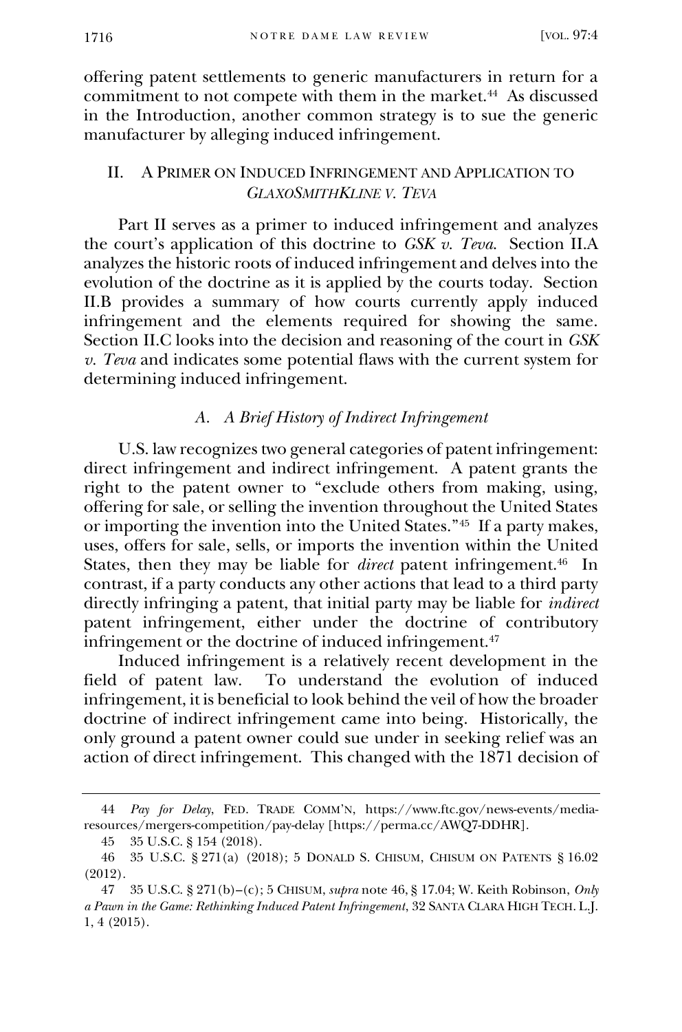offering patent settlements to generic manufacturers in return for a commitment to not compete with them in the market.[44] As discussed in the Introduction, another common strategy is to sue the generic manufacturer by alleging induced infringement.

## II. A Primer on Induced Infringement and Application to *GlaxoSmithKline v. Teva*

Part II serves as a primer to induced infringement and analyzes the court's application of this doctrine to *GSK v. Teva*. Section II.A analyzes the historic roots of induced infringement and delves into the evolution of the doctrine as it is applied by the courts today. Section II.B provides a summary of how courts currently apply induced infringement and the elements required for showing the same. Section II.C looks into the decision and reasoning of the court in *GSK v. Teva* and indicates some potential flaws with the current system for determining induced infringement.

### *A. A Brief History of Indirect Infringement*

U.S. law recognizes two general categories of patent infringement: direct infringement and indirect infringement. A patent grants the right to the patent owner to "exclude others from making, using, offering for sale, or selling the invention throughout the United States or importing the invention into the United States."[45] If a party makes, uses, offers for sale, sells, or imports the invention within the United States, then they may be liable for *direct* patent infringement.[46] In contrast, if a party conducts any other actions that lead to a third party directly infringing a patent, that initial party may be liable for *indirect* patent infringement, either under the doctrine of contributory infringement or the doctrine of induced infringement.[47]

Induced infringement is a relatively recent development in the field of patent law. To understand the evolution of induced infringement, it is beneficial to look behind the veil of how the broader doctrine of indirect infringement came into being. Historically, the only ground a patent owner could sue under in seeking relief was an action of direct infringement. This changed with the 1871 decision of

---

44 *Pay for Delay*, FED. TRADE COMM'N, https://www.ftc.gov/news-events/media-resources/mergers-competition/pay-delay [https://perma.cc/AWQ7-DDHR].

45 35 U.S.C. § 154 (2018).

46 35 U.S.C. § 271(a) (2018); 5 DONALD S. CHISUM, CHISUM ON PATENTS § 16.02 (2012).

47 35 U.S.C. § 271(b)–(c); 5 CHISUM, *supra* note 46, § 17.04; W. Keith Robinson, *Only a Pawn in the Game: Rethinking Induced Patent Infringement*, 32 SANTA CLARA HIGH TECH. L.J. 1, 4 (2015).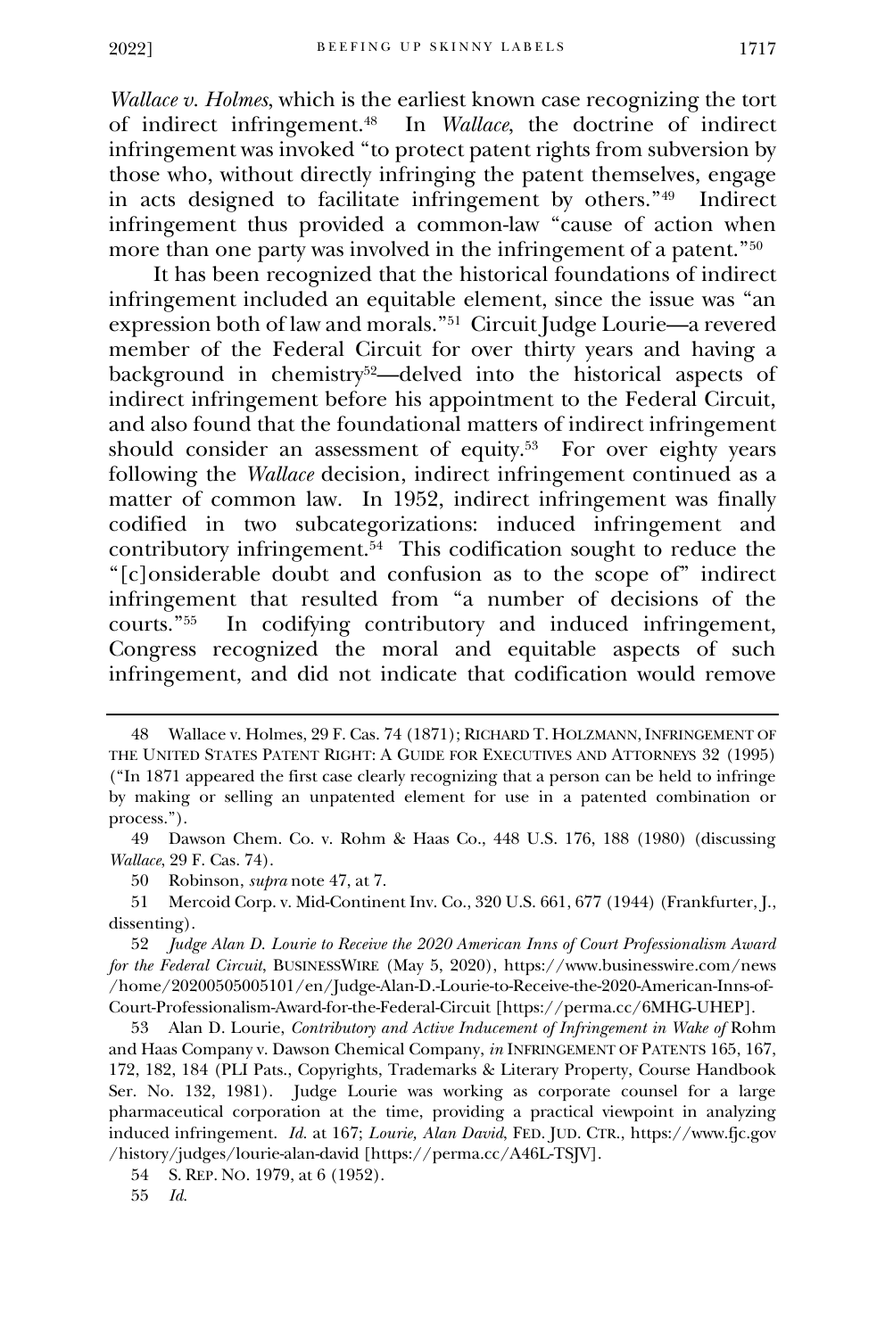*Wallace v. Holmes*, which is the earliest known case recognizing the tort of indirect infringement.[48] In *Wallace*, the doctrine of indirect infringement was invoked "to protect patent rights from subversion by those who, without directly infringing the patent themselves, engage in acts designed to facilitate infringement by others."[49] Indirect infringement thus provided a common-law "cause of action when more than one party was involved in the infringement of a patent."[50]

It has been recognized that the historical foundations of indirect infringement included an equitable element, since the issue was "an expression both of law and morals."[51] Circuit Judge Lourie—a revered member of the Federal Circuit for over thirty years and having a background in chemistry[52]—delved into the historical aspects of indirect infringement before his appointment to the Federal Circuit, and also found that the foundational matters of indirect infringement should consider an assessment of equity.[53] For over eighty years following the *Wallace* decision, indirect infringement continued as a matter of common law. In 1952, indirect infringement was finally codified in two subcategorizations: induced infringement and contributory infringement.[54] This codification sought to reduce the "[c]onsiderable doubt and confusion as to the scope of" indirect infringement that resulted from "a number of decisions of the courts."[55] In codifying contributory and induced infringement, Congress recognized the moral and equitable aspects of such infringement, and did not indicate that codification would remove

---

48 Wallace v. Holmes, 29 F. Cas. 74 (1871); RICHARD T. HOLZMANN, INFRINGEMENT OF THE UNITED STATES PATENT RIGHT: A GUIDE FOR EXECUTIVES AND ATTORNEYS 32 (1995) ("In 1871 appeared the first case clearly recognizing that a person can be held to infringe by making or selling an unpatented element for use in a patented combination or process.").

49 Dawson Chem. Co. v. Rohm & Haas Co., 448 U.S. 176, 188 (1980) (discussing *Wallace*, 29 F. Cas. 74).

50 Robinson, *supra* note 47, at 7.

51 Mercoid Corp. v. Mid-Continent Inv. Co., 320 U.S. 661, 677 (1944) (Frankfurter, J., dissenting).

52 *Judge Alan D. Lourie to Receive the 2020 American Inns of Court Professionalism Award for the Federal Circuit*, BUSINESSWIRE (May 5, 2020), https://www.businesswire.com/news/home/20200505005101/en/Judge-Alan-D.-Lourie-to-Receive-the-2020-American-Inns-of-Court-Professionalism-Award-for-the-Federal-Circuit [https://perma.cc/6MHG-UHEP].

53 Alan D. Lourie, *Contributory and Active Inducement of Infringement in Wake of* Rohm and Haas Company v. Dawson Chemical Company, *in* INFRINGEMENT OF PATENTS 165, 167, 172, 182, 184 (PLI Pats., Copyrights, Trademarks & Literary Property, Course Handbook Ser. No. 132, 1981). Judge Lourie was working as corporate counsel for a large pharmaceutical corporation at the time, providing a practical viewpoint in analyzing induced infringement. *Id.* at 167; *Lourie, Alan David*, FED. JUD. CTR., https://www.fjc.gov/history/judges/lourie-alan-david [https://perma.cc/A46L-TSJV].

54 S. REP. NO. 1979, at 6 (1952).

55 *Id.*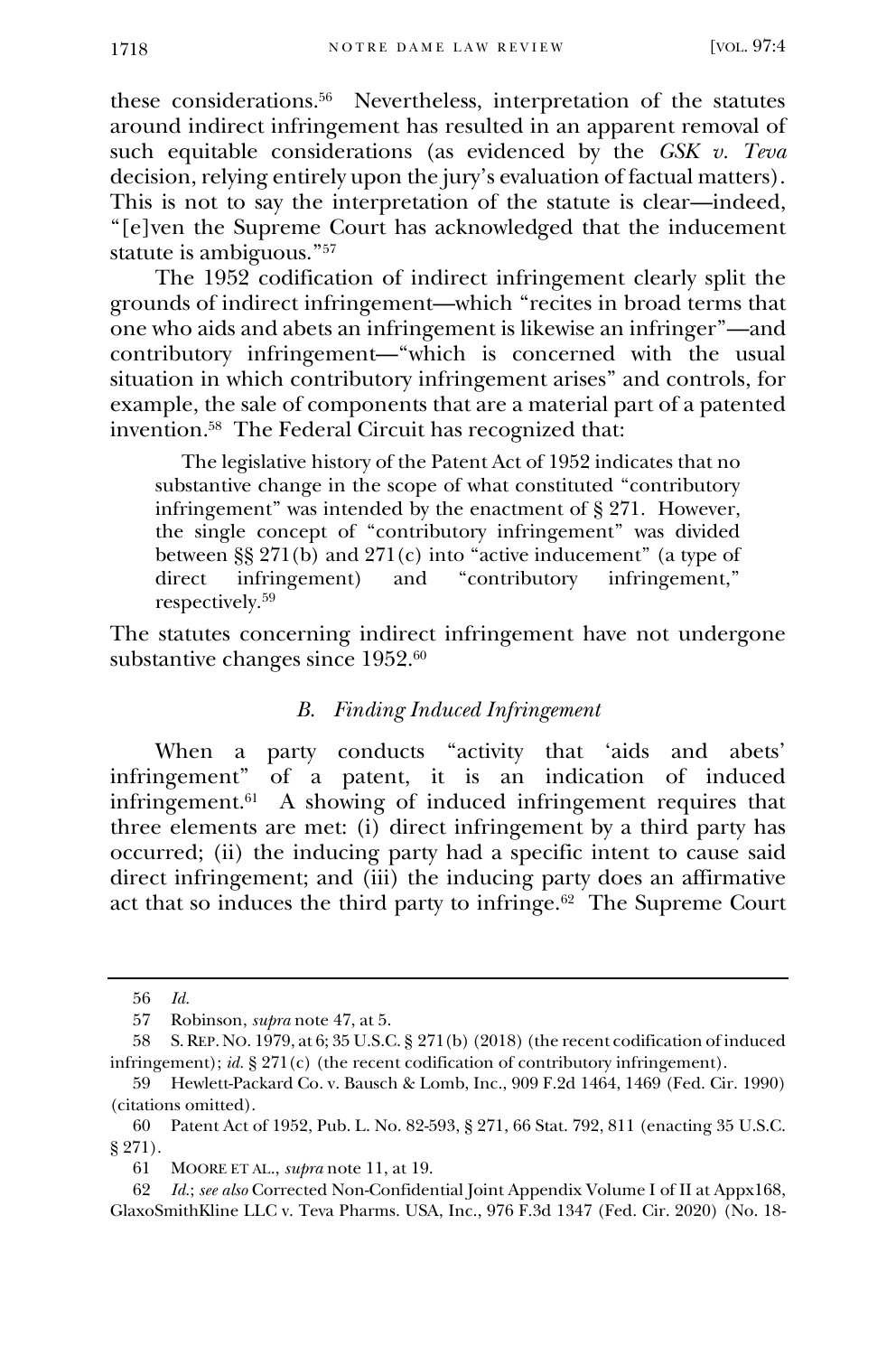these considerations.[56] Nevertheless, interpretation of the statutes around indirect infringement has resulted in an apparent removal of such equitable considerations (as evidenced by the *GSK v. Teva* decision, relying entirely upon the jury's evaluation of factual matters). This is not to say the interpretation of the statute is clear—indeed, "[e]ven the Supreme Court has acknowledged that the inducement statute is ambiguous."[57]

The 1952 codification of indirect infringement clearly split the grounds of indirect infringement—which "recites in broad terms that one who aids and abets an infringement is likewise an infringer"—and contributory infringement—"which is concerned with the usual situation in which contributory infringement arises" and controls, for example, the sale of components that are a material part of a patented invention.[58] The Federal Circuit has recognized that:

> The legislative history of the Patent Act of 1952 indicates that no substantive change in the scope of what constituted "contributory infringement" was intended by the enactment of § 271. However, the single concept of "contributory infringement" was divided between §§ 271(b) and 271(c) into "active inducement" (a type of direct infringement) and "contributory infringement," respectively.[59]

The statutes concerning indirect infringement have not undergone substantive changes since 1952.[60]

### *B. Finding Induced Infringement*

When a party conducts "activity that 'aids and abets' infringement" of a patent, it is an indication of induced infringement.[61] A showing of induced infringement requires that three elements are met: (i) direct infringement by a third party has occurred; (ii) the inducing party had a specific intent to cause said direct infringement; and (iii) the inducing party does an affirmative act that so induces the third party to infringe.[62] The Supreme Court

---

56 *Id.*

57 Robinson, *supra* note 47, at 5.

58 S. REP. NO. 1979, at 6; 35 U.S.C. § 271(b) (2018) (the recent codification of induced infringement); *id.* § 271(c) (the recent codification of contributory infringement).

59 Hewlett-Packard Co. v. Bausch & Lomb, Inc., 909 F.2d 1464, 1469 (Fed. Cir. 1990) (citations omitted).

60 Patent Act of 1952, Pub. L. No. 82-593, § 271, 66 Stat. 792, 811 (enacting 35 U.S.C. § 271).

61 MOORE ET AL., *supra* note 11, at 19.

62 *Id.*; *see also* Corrected Non-Confidential Joint Appendix Volume I of II at Appx168, GlaxoSmithKline LLC v. Teva Pharms. USA, Inc., 976 F.3d 1347 (Fed. Cir. 2020) (No. 18-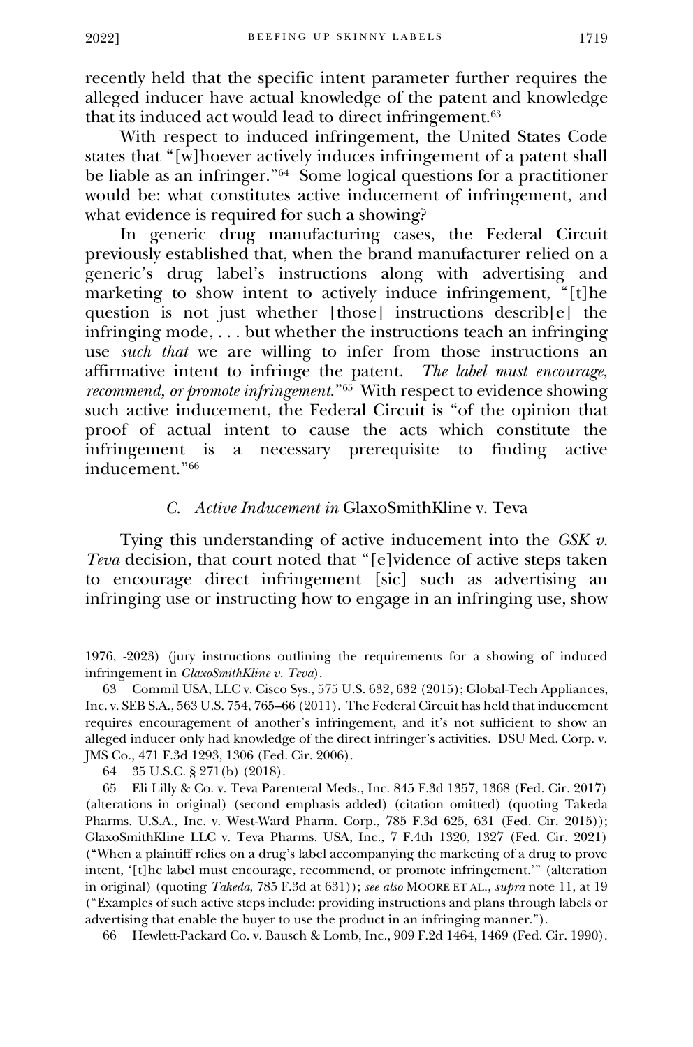recently held that the specific intent parameter further requires the alleged inducer have actual knowledge of the patent and knowledge that its induced act would lead to direct infringement.[63]

With respect to induced infringement, the United States Code states that "[w]hoever actively induces infringement of a patent shall be liable as an infringer."[64] Some logical questions for a practitioner would be: what constitutes active inducement of infringement, and what evidence is required for such a showing?

In generic drug manufacturing cases, the Federal Circuit previously established that, when the brand manufacturer relied on a generic's drug label's instructions along with advertising and marketing to show intent to actively induce infringement, "[t]he question is not just whether [those] instructions describ[e] the infringing mode, . . . but whether the instructions teach an infringing use *such that* we are willing to infer from those instructions an affirmative intent to infringe the patent. *The label must encourage, recommend, or promote infringement.*"[65] With respect to evidence showing such active inducement, the Federal Circuit is "of the opinion that proof of actual intent to cause the acts which constitute the infringement is a necessary prerequisite to finding active inducement."[66]

### *C. Active Inducement in* GlaxoSmithKline v. Teva

Tying this understanding of active inducement into the *GSK v. Teva* decision, that court noted that "[e]vidence of active steps taken to encourage direct infringement [sic] such as advertising an infringing use or instructing how to engage in an infringing use, show

---

1976, -2023) (jury instructions outlining the requirements for a showing of induced infringement in *GlaxoSmithKline v. Teva*).

63 Commil USA, LLC v. Cisco Sys., 575 U.S. 632, 632 (2015); Global-Tech Appliances, Inc. v. SEB S.A., 563 U.S. 754, 765–66 (2011). The Federal Circuit has held that inducement requires encouragement of another's infringement, and it's not sufficient to show an alleged inducer only had knowledge of the direct infringer's activities. DSU Med. Corp. v. JMS Co., 471 F.3d 1293, 1306 (Fed. Cir. 2006).

64 35 U.S.C. § 271(b) (2018).

65 Eli Lilly & Co. v. Teva Parenteral Meds., Inc. 845 F.3d 1357, 1368 (Fed. Cir. 2017) (alterations in original) (second emphasis added) (citation omitted) (quoting Takeda Pharms. U.S.A., Inc. v. West-Ward Pharm. Corp., 785 F.3d 625, 631 (Fed. Cir. 2015)); GlaxoSmithKline LLC v. Teva Pharms. USA, Inc., 7 F.4th 1320, 1327 (Fed. Cir. 2021) ("When a plaintiff relies on a drug's label accompanying the marketing of a drug to prove intent, '[t]he label must encourage, recommend, or promote infringement.'" (alteration in original) (quoting *Takeda*, 785 F.3d at 631)); *see also* MOORE ET AL., *supra* note 11, at 19 ("Examples of such active steps include: providing instructions and plans through labels or advertising that enable the buyer to use the product in an infringing manner.").

66 Hewlett-Packard Co. v. Bausch & Lomb, Inc., 909 F.2d 1464, 1469 (Fed. Cir. 1990).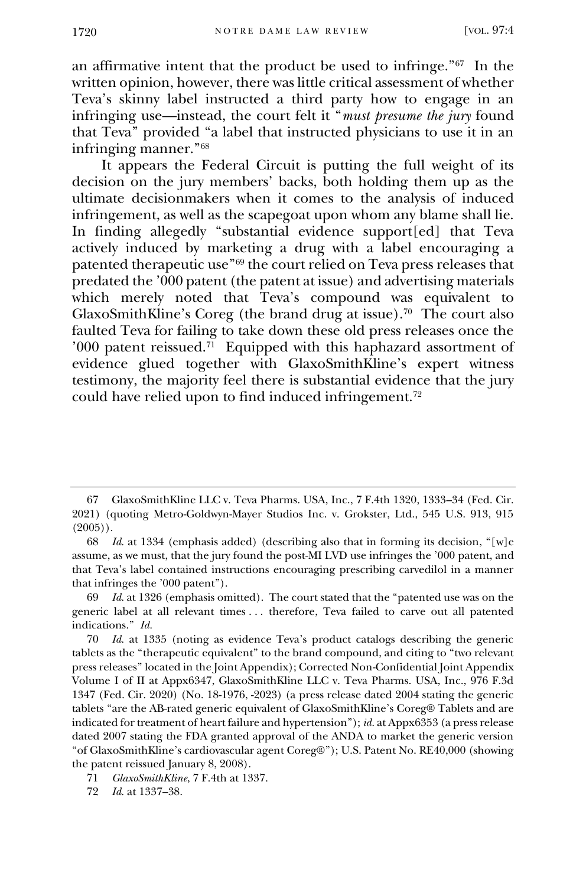an affirmative intent that the product be used to infringe."[67] In the written opinion, however, there was little critical assessment of whether Teva's skinny label instructed a third party how to engage in an infringing use—instead, the court felt it "*must presume the jury* found that Teva" provided "a label that instructed physicians to use it in an infringing manner."[68]

It appears the Federal Circuit is putting the full weight of its decision on the jury members' backs, both holding them up as the ultimate decisionmakers when it comes to the analysis of induced infringement, as well as the scapegoat upon whom any blame shall lie. In finding allegedly "substantial evidence support[ed] that Teva actively induced by marketing a drug with a label encouraging a patented therapeutic use"[69] the court relied on Teva press releases that predated the '000 patent (the patent at issue) and advertising materials which merely noted that Teva's compound was equivalent to GlaxoSmithKline's Coreg (the brand drug at issue).[70] The court also faulted Teva for failing to take down these old press releases once the '000 patent reissued.[71] Equipped with this haphazard assortment of evidence glued together with GlaxoSmithKline's expert witness testimony, the majority feel there is substantial evidence that the jury could have relied upon to find induced infringement.[72]

---

67 GlaxoSmithKline LLC v. Teva Pharms. USA, Inc., 7 F.4th 1320, 1333–34 (Fed. Cir. 2021) (quoting Metro-Goldwyn-Mayer Studios Inc. v. Grokster, Ltd., 545 U.S. 913, 915 (2005)).

68 *Id.* at 1334 (emphasis added) (describing also that in forming its decision, "[w]e assume, as we must, that the jury found the post-MI LVD use infringes the '000 patent, and that Teva's label contained instructions encouraging prescribing carvedilol in a manner that infringes the '000 patent").

69 *Id.* at 1326 (emphasis omitted). The court stated that the "patented use was on the generic label at all relevant times . . . therefore, Teva failed to carve out all patented indications." *Id.*

70 *Id.* at 1335 (noting as evidence Teva's product catalogs describing the generic tablets as the "therapeutic equivalent" to the brand compound, and citing to "two relevant press releases" located in the Joint Appendix); Corrected Non-Confidential Joint Appendix Volume I of II at Appx6347, GlaxoSmithKline LLC v. Teva Pharms. USA, Inc., 976 F.3d 1347 (Fed. Cir. 2020) (No. 18-1976, -2023) (a press release dated 2004 stating the generic tablets "are the AB-rated generic equivalent of GlaxoSmithKline's Coreg® Tablets and are indicated for treatment of heart failure and hypertension"); *id.* at Appx6353 (a press release dated 2007 stating the FDA granted approval of the ANDA to market the generic version "of GlaxoSmithKline's cardiovascular agent Coreg®"); U.S. Patent No. RE40,000 (showing the patent reissued January 8, 2008).

71 *GlaxoSmithKline*, 7 F.4th at 1337.

72 *Id.* at 1337–38.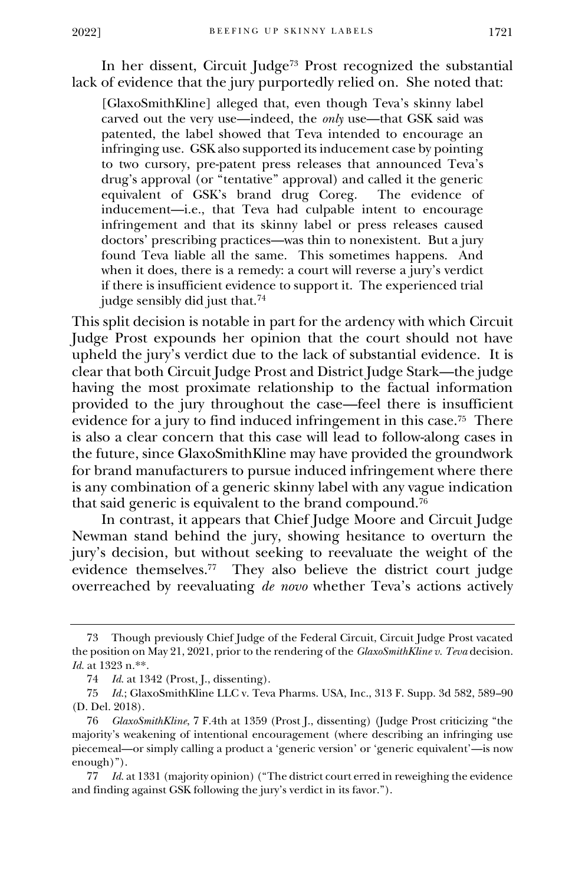In her dissent, Circuit Judge[73] Prost recognized the substantial lack of evidence that the jury purportedly relied on. She noted that:

> [GlaxoSmithKline] alleged that, even though Teva's skinny label carved out the very use—indeed, the *only* use—that GSK said was patented, the label showed that Teva intended to encourage an infringing use. GSK also supported its inducement case by pointing to two cursory, pre-patent press releases that announced Teva's drug's approval (or "tentative" approval) and called it the generic equivalent of GSK's brand drug Coreg. The evidence of inducement—i.e., that Teva had culpable intent to encourage infringement and that its skinny label or press releases caused doctors' prescribing practices—was thin to nonexistent. But a jury found Teva liable all the same. This sometimes happens. And when it does, there is a remedy: a court will reverse a jury's verdict if there is insufficient evidence to support it. The experienced trial judge sensibly did just that.[74]

This split decision is notable in part for the ardency with which Circuit Judge Prost expounds her opinion that the court should not have upheld the jury's verdict due to the lack of substantial evidence. It is clear that both Circuit Judge Prost and District Judge Stark—the judge having the most proximate relationship to the factual information provided to the jury throughout the case—feel there is insufficient evidence for a jury to find induced infringement in this case.[75] There is also a clear concern that this case will lead to follow-along cases in the future, since GlaxoSmithKline may have provided the groundwork for brand manufacturers to pursue induced infringement where there is any combination of a generic skinny label with any vague indication that said generic is equivalent to the brand compound.[76]

In contrast, it appears that Chief Judge Moore and Circuit Judge Newman stand behind the jury, showing hesitance to overturn the jury's decision, but without seeking to reevaluate the weight of the evidence themselves.[77] They also believe the district court judge overreached by reevaluating *de novo* whether Teva's actions actively

---

73 Though previously Chief Judge of the Federal Circuit, Circuit Judge Prost vacated the position on May 21, 2021, prior to the rendering of the *GlaxoSmithKline v. Teva* decision. *Id.* at 1323 n.**.

74 *Id.* at 1342 (Prost, J., dissenting).

75 *Id.*; GlaxoSmithKline LLC v. Teva Pharms. USA, Inc., 313 F. Supp. 3d 582, 589–90 (D. Del. 2018).

76 *GlaxoSmithKline*, 7 F.4th at 1359 (Prost J., dissenting) (Judge Prost criticizing "the majority's weakening of intentional encouragement (where describing an infringing use piecemeal—or simply calling a product a 'generic version' or 'generic equivalent'—is now enough)").

77 *Id.* at 1331 (majority opinion) ("The district court erred in reweighing the evidence and finding against GSK following the jury's verdict in its favor.").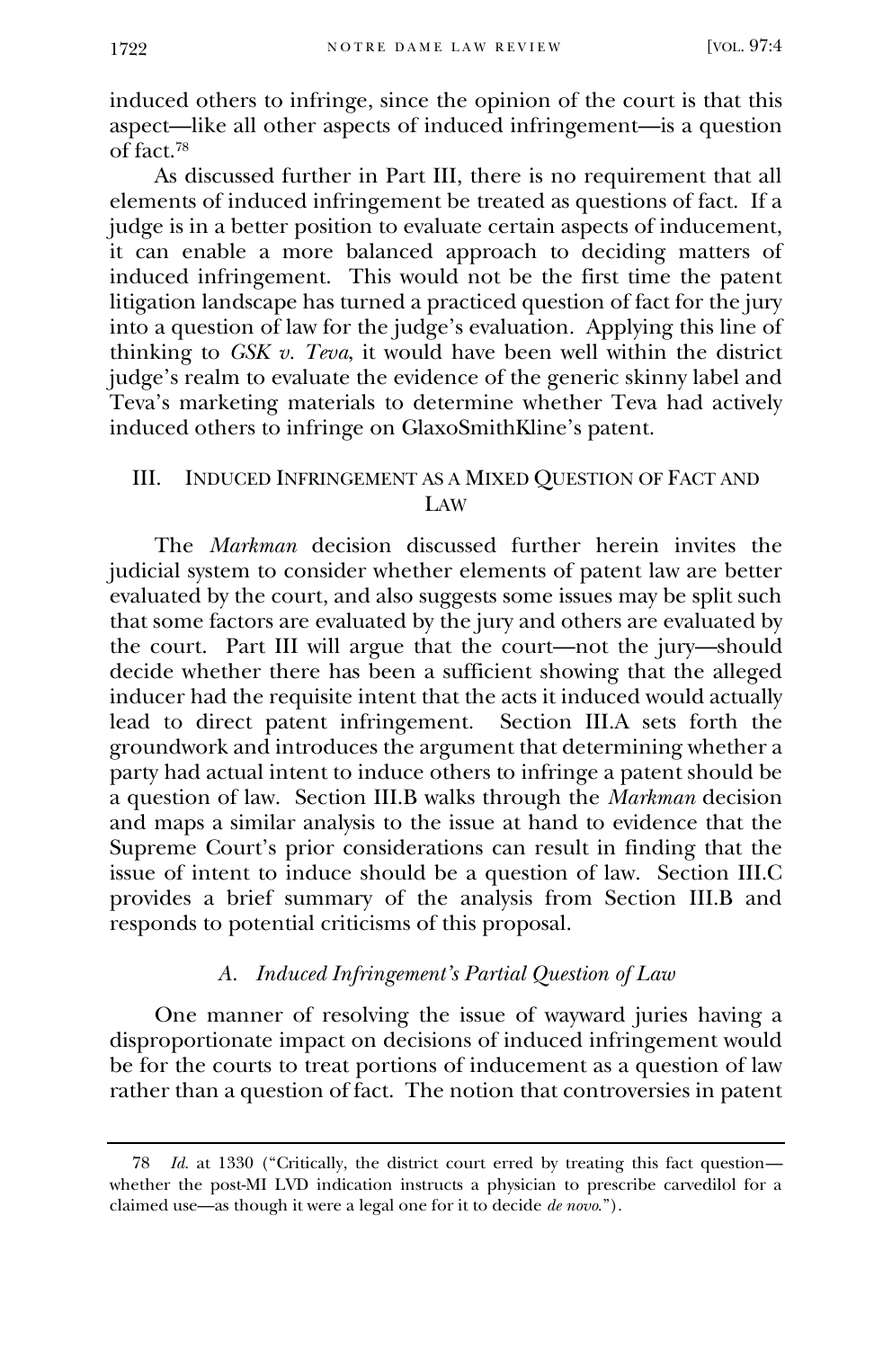induced others to infringe, since the opinion of the court is that this aspect—like all other aspects of induced infringement—is a question of fact.[78]

As discussed further in Part III, there is no requirement that all elements of induced infringement be treated as questions of fact. If a judge is in a better position to evaluate certain aspects of inducement, it can enable a more balanced approach to deciding matters of induced infringement. This would not be the first time the patent litigation landscape has turned a practiced question of fact for the jury into a question of law for the judge's evaluation. Applying this line of thinking to *GSK v. Teva*, it would have been well within the district judge's realm to evaluate the evidence of the generic skinny label and Teva's marketing materials to determine whether Teva had actively induced others to infringe on GlaxoSmithKline's patent.

## III. Induced Infringement as a Mixed Question of Fact and Law

The *Markman* decision discussed further herein invites the judicial system to consider whether elements of patent law are better evaluated by the court, and also suggests some issues may be split such that some factors are evaluated by the jury and others are evaluated by the court. Part III will argue that the court—not the jury—should decide whether there has been a sufficient showing that the alleged inducer had the requisite intent that the acts it induced would actually lead to direct patent infringement. Section III.A sets forth the groundwork and introduces the argument that determining whether a party had actual intent to induce others to infringe a patent should be a question of law. Section III.B walks through the *Markman* decision and maps a similar analysis to the issue at hand to evidence that the Supreme Court's prior considerations can result in finding that the issue of intent to induce should be a question of law. Section III.C provides a brief summary of the analysis from Section III.B and responds to potential criticisms of this proposal.

### *A. Induced Infringement's Partial Question of Law*

One manner of resolving the issue of wayward juries having a disproportionate impact on decisions of induced infringement would be for the courts to treat portions of inducement as a question of law rather than a question of fact. The notion that controversies in patent

---

78 *Id.* at 1330 ("Critically, the district court erred by treating this fact question—whether the post-MI LVD indication instructs a physician to prescribe carvedilol for a claimed use—as though it were a legal one for it to decide *de novo*.").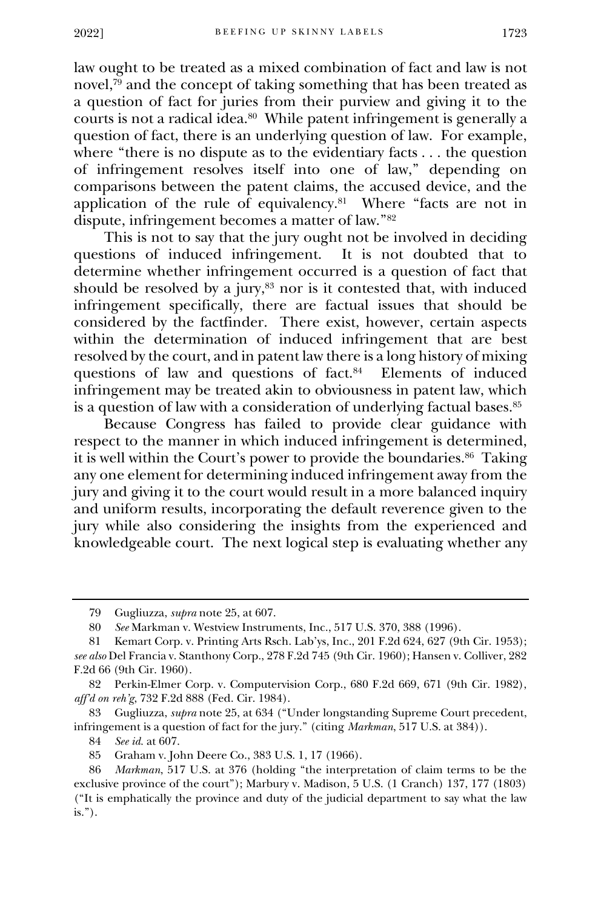law ought to be treated as a mixed combination of fact and law is not novel,[79] and the concept of taking something that has been treated as a question of fact for juries from their purview and giving it to the courts is not a radical idea.[80] While patent infringement is generally a question of fact, there is an underlying question of law. For example, where "there is no dispute as to the evidentiary facts . . . the question of infringement resolves itself into one of law," depending on comparisons between the patent claims, the accused device, and the application of the rule of equivalency.[81] Where "facts are not in dispute, infringement becomes a matter of law."[82]

This is not to say that the jury ought not be involved in deciding questions of induced infringement. It is not doubted that to determine whether infringement occurred is a question of fact that should be resolved by a jury,[83] nor is it contested that, with induced infringement specifically, there are factual issues that should be considered by the factfinder. There exist, however, certain aspects within the determination of induced infringement that are best resolved by the court, and in patent law there is a long history of mixing questions of law and questions of fact.[84] Elements of induced infringement may be treated akin to obviousness in patent law, which is a question of law with a consideration of underlying factual bases.[85]

Because Congress has failed to provide clear guidance with respect to the manner in which induced infringement is determined, it is well within the Court's power to provide the boundaries.[86] Taking any one element for determining induced infringement away from the jury and giving it to the court would result in a more balanced inquiry and uniform results, incorporating the default reverence given to the jury while also considering the insights from the experienced and knowledgeable court. The next logical step is evaluating whether any

---

79 Gugliuzza, *supra* note 25, at 607.

80 *See* Markman v. Westview Instruments, Inc., 517 U.S. 370, 388 (1996).

81 Kemart Corp. v. Printing Arts Rsch. Lab'ys, Inc., 201 F.2d 624, 627 (9th Cir. 1953); *see also* Del Francia v. Stanthony Corp., 278 F.2d 745 (9th Cir. 1960); Hansen v. Colliver, 282 F.2d 66 (9th Cir. 1960).

82 Perkin-Elmer Corp. v. Computervision Corp., 680 F.2d 669, 671 (9th Cir. 1982), *aff'd on reh'g*, 732 F.2d 888 (Fed. Cir. 1984).

83 Gugliuzza, *supra* note 25, at 634 ("Under longstanding Supreme Court precedent, infringement is a question of fact for the jury." (citing *Markman*, 517 U.S. at 384)).

84 *See id.* at 607.

85 Graham v. John Deere Co., 383 U.S. 1, 17 (1966).

86 *Markman*, 517 U.S. at 376 (holding "the interpretation of claim terms to be the exclusive province of the court"); Marbury v. Madison, 5 U.S. (1 Cranch) 137, 177 (1803) ("It is emphatically the province and duty of the judicial department to say what the law is.").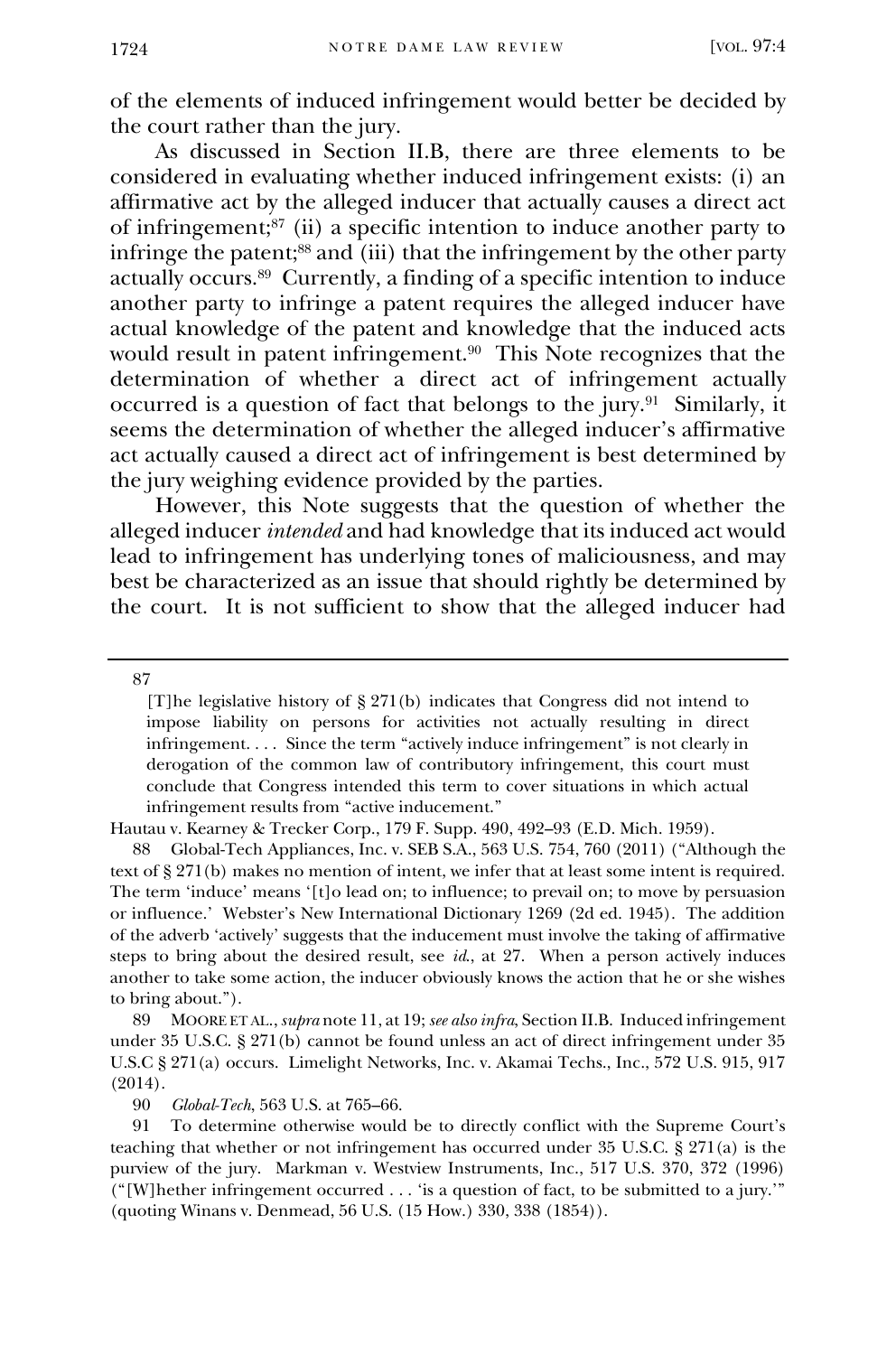of the elements of induced infringement would better be decided by the court rather than the jury.

As discussed in Section II.B, there are three elements to be considered in evaluating whether induced infringement exists: (i) an affirmative act by the alleged inducer that actually causes a direct act of infringement;[87] (ii) a specific intention to induce another party to infringe the patent;[88] and (iii) that the infringement by the other party actually occurs.[89] Currently, a finding of a specific intention to induce another party to infringe a patent requires the alleged inducer have actual knowledge of the patent and knowledge that the induced acts would result in patent infringement.[90] This Note recognizes that the determination of whether a direct act of infringement actually occurred is a question of fact that belongs to the jury.[91] Similarly, it seems the determination of whether the alleged inducer's affirmative act actually caused a direct act of infringement is best determined by the jury weighing evidence provided by the parties.

However, this Note suggests that the question of whether the alleged inducer *intended* and had knowledge that its induced act would lead to infringement has underlying tones of maliciousness, and may best be characterized as an issue that should rightly be determined by the court. It is not sufficient to show that the alleged inducer had

---

87

> [T]he legislative history of § 271(b) indicates that Congress did not intend to impose liability on persons for activities not actually resulting in direct infringement. . . . Since the term "actively induce infringement" is not clearly in derogation of the common law of contributory infringement, this court must conclude that Congress intended this term to cover situations in which actual infringement results from "active inducement."

Hautau v. Kearney & Trecker Corp., 179 F. Supp. 490, 492–93 (E.D. Mich. 1959).

88 Global-Tech Appliances, Inc. v. SEB S.A., 563 U.S. 754, 760 (2011) ("Although the text of § 271(b) makes no mention of intent, we infer that at least some intent is required. The term 'induce' means '[t]o lead on; to influence; to prevail on; to move by persuasion or influence.' Webster's New International Dictionary 1269 (2d ed. 1945). The addition of the adverb 'actively' suggests that the inducement must involve the taking of affirmative steps to bring about the desired result, see *id.*, at 27. When a person actively induces another to take some action, the inducer obviously knows the action that he or she wishes to bring about.").

89 MOORE ET AL., *supra* note 11, at 19; *see also infra*, Section II.B. Induced infringement under 35 U.S.C. § 271(b) cannot be found unless an act of direct infringement under 35 U.S.C § 271(a) occurs. Limelight Networks, Inc. v. Akamai Techs., Inc., 572 U.S. 915, 917 (2014).

90 *Global-Tech*, 563 U.S. at 765–66.

91 To determine otherwise would be to directly conflict with the Supreme Court's teaching that whether or not infringement has occurred under 35 U.S.C. § 271(a) is the purview of the jury. Markman v. Westview Instruments, Inc., 517 U.S. 370, 372 (1996) ("[W]hether infringement occurred . . . 'is a question of fact, to be submitted to a jury.'" (quoting Winans v. Denmead, 56 U.S. (15 How.) 330, 338 (1854)).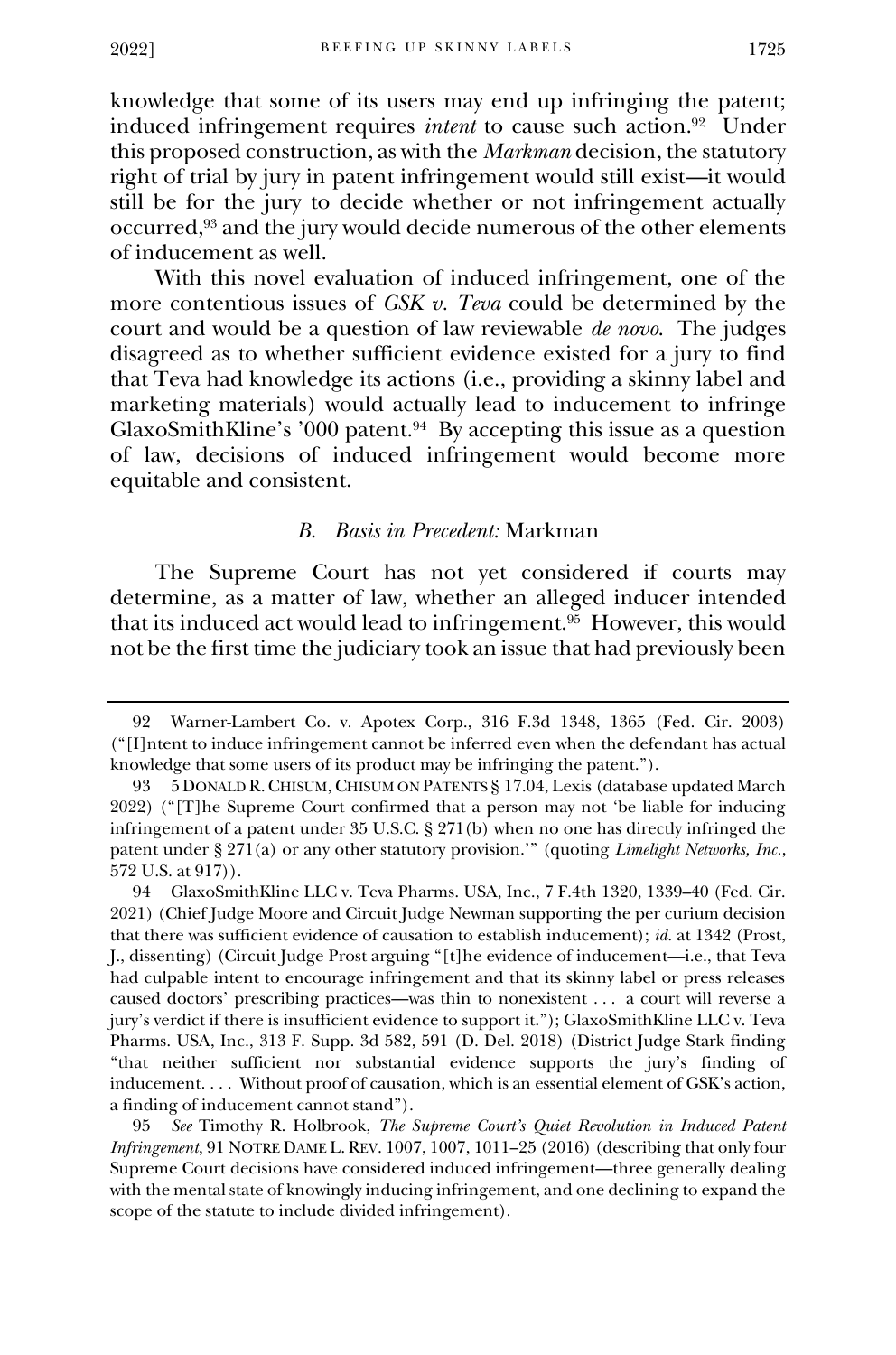knowledge that some of its users may end up infringing the patent; induced infringement requires *intent* to cause such action.[92] Under this proposed construction, as with the *Markman* decision, the statutory right of trial by jury in patent infringement would still exist—it would still be for the jury to decide whether or not infringement actually occurred,[93] and the jury would decide numerous of the other elements of inducement as well.

With this novel evaluation of induced infringement, one of the more contentious issues of *GSK v. Teva* could be determined by the court and would be a question of law reviewable *de novo*. The judges disagreed as to whether sufficient evidence existed for a jury to find that Teva had knowledge its actions (i.e., providing a skinny label and marketing materials) would actually lead to inducement to infringe GlaxoSmithKline's '000 patent.[94] By accepting this issue as a question of law, decisions of induced infringement would become more equitable and consistent.

### *B. Basis in Precedent:* Markman

The Supreme Court has not yet considered if courts may determine, as a matter of law, whether an alleged inducer intended that its induced act would lead to infringement.[95] However, this would not be the first time the judiciary took an issue that had previously been

---

92 Warner-Lambert Co. v. Apotex Corp., 316 F.3d 1348, 1365 (Fed. Cir. 2003) ("[I]ntent to induce infringement cannot be inferred even when the defendant has actual knowledge that some users of its product may be infringing the patent.").

93 5 DONALD R. CHISUM, CHISUM ON PATENTS § 17.04, Lexis (database updated March 2022) ("[T]he Supreme Court confirmed that a person may not 'be liable for inducing infringement of a patent under 35 U.S.C. § 271(b) when no one has directly infringed the patent under § 271(a) or any other statutory provision.'" (quoting *Limelight Networks, Inc.*, 572 U.S. at 917)).

94 GlaxoSmithKline LLC v. Teva Pharms. USA, Inc., 7 F.4th 1320, 1339–40 (Fed. Cir. 2021) (Chief Judge Moore and Circuit Judge Newman supporting the per curium decision that there was sufficient evidence of causation to establish inducement); *id.* at 1342 (Prost, J., dissenting) (Circuit Judge Prost arguing "[t]he evidence of inducement—i.e., that Teva had culpable intent to encourage infringement and that its skinny label or press releases caused doctors' prescribing practices—was thin to nonexistent . . . a court will reverse a jury's verdict if there is insufficient evidence to support it."); GlaxoSmithKline LLC v. Teva Pharms. USA, Inc., 313 F. Supp. 3d 582, 591 (D. Del. 2018) (District Judge Stark finding "that neither sufficient nor substantial evidence supports the jury's finding of inducement. . . . Without proof of causation, which is an essential element of GSK's action, a finding of inducement cannot stand").

95 *See* Timothy R. Holbrook, *The Supreme Court's Quiet Revolution in Induced Patent Infringement*, 91 NOTRE DAME L. REV. 1007, 1007, 1011–25 (2016) (describing that only four Supreme Court decisions have considered induced infringement—three generally dealing with the mental state of knowingly inducing infringement, and one declining to expand the scope of the statute to include divided infringement).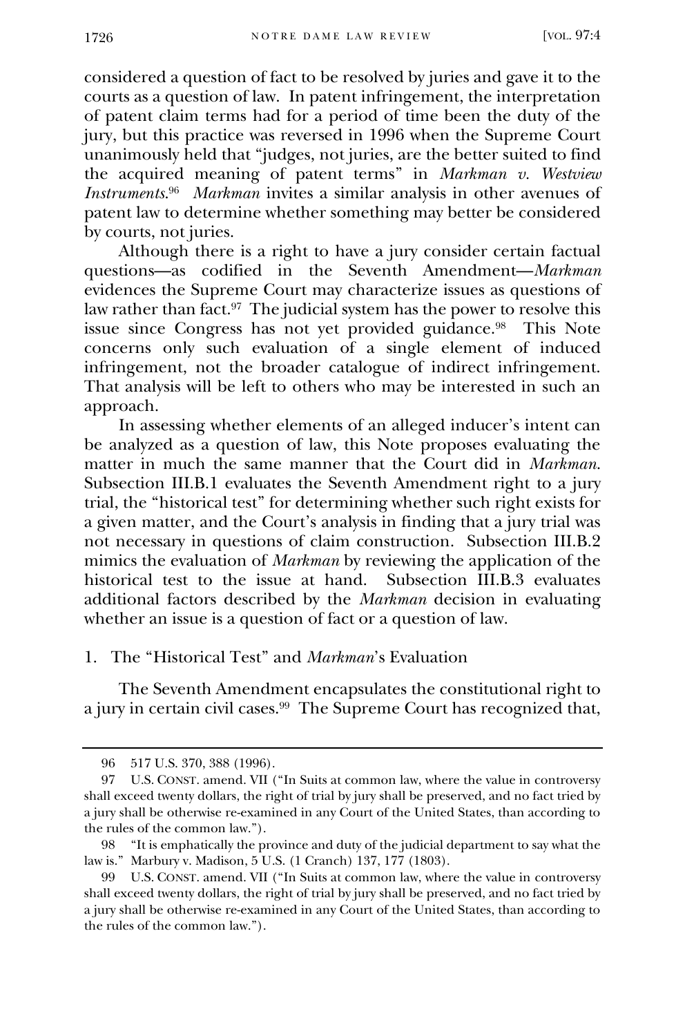considered a question of fact to be resolved by juries and gave it to the courts as a question of law. In patent infringement, the interpretation of patent claim terms had for a period of time been the duty of the jury, but this practice was reversed in 1996 when the Supreme Court unanimously held that "judges, not juries, are the better suited to find the acquired meaning of patent terms" in *Markman v. Westview Instruments*.[96] *Markman* invites a similar analysis in other avenues of patent law to determine whether something may better be considered by courts, not juries.

Although there is a right to have a jury consider certain factual questions—as codified in the Seventh Amendment—*Markman* evidences the Supreme Court may characterize issues as questions of law rather than fact.[97] The judicial system has the power to resolve this issue since Congress has not yet provided guidance.[98] This Note concerns only such evaluation of a single element of induced infringement, not the broader catalogue of indirect infringement. That analysis will be left to others who may be interested in such an approach.

In assessing whether elements of an alleged inducer's intent can be analyzed as a question of law, this Note proposes evaluating the matter in much the same manner that the Court did in *Markman*. Subsection III.B.1 evaluates the Seventh Amendment right to a jury trial, the "historical test" for determining whether such right exists for a given matter, and the Court's analysis in finding that a jury trial was not necessary in questions of claim construction. Subsection III.B.2 mimics the evaluation of *Markman* by reviewing the application of the historical test to the issue at hand. Subsection III.B.3 evaluates additional factors described by the *Markman* decision in evaluating whether an issue is a question of fact or a question of law.

### 1. The "Historical Test" and *Markman*'s Evaluation

The Seventh Amendment encapsulates the constitutional right to a jury in certain civil cases.[99] The Supreme Court has recognized that,

---

96 517 U.S. 370, 388 (1996).

97 U.S. CONST. amend. VII ("In Suits at common law, where the value in controversy shall exceed twenty dollars, the right of trial by jury shall be preserved, and no fact tried by a jury shall be otherwise re-examined in any Court of the United States, than according to the rules of the common law.").

98 "It is emphatically the province and duty of the judicial department to say what the law is." Marbury v. Madison, 5 U.S. (1 Cranch) 137, 177 (1803).

99 U.S. CONST. amend. VII ("In Suits at common law, where the value in controversy shall exceed twenty dollars, the right of trial by jury shall be preserved, and no fact tried by a jury shall be otherwise re-examined in any Court of the United States, than according to the rules of the common law.").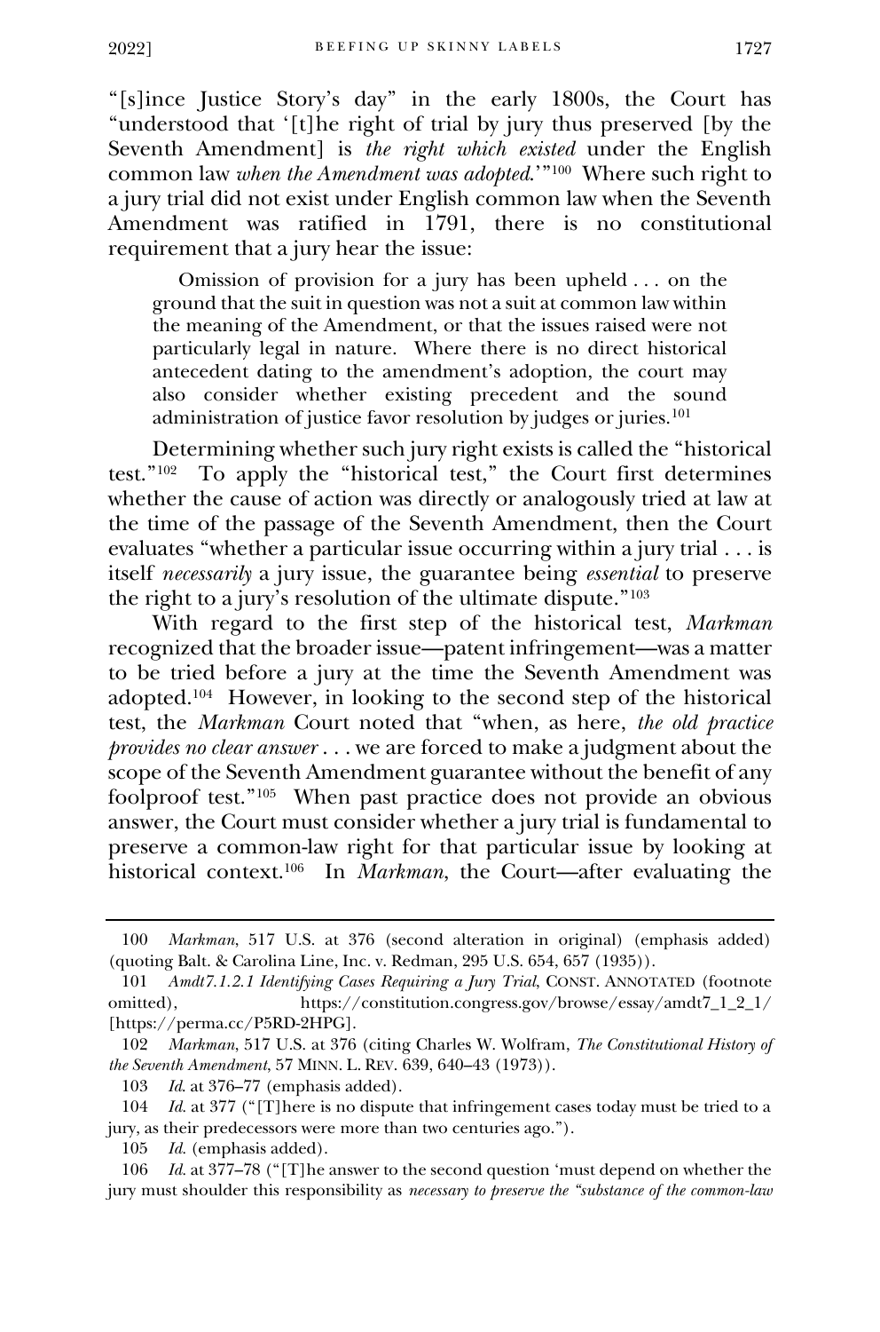"[s]ince Justice Story's day" in the early 1800s, the Court has "understood that '[t]he right of trial by jury thus preserved [by the Seventh Amendment] is *the right which existed* under the English common law *when the Amendment was adopted*.'"[100] Where such right to a jury trial did not exist under English common law when the Seventh Amendment was ratified in 1791, there is no constitutional requirement that a jury hear the issue:

> Omission of provision for a jury has been upheld . . . on the ground that the suit in question was not a suit at common law within the meaning of the Amendment, or that the issues raised were not particularly legal in nature. Where there is no direct historical antecedent dating to the amendment's adoption, the court may also consider whether existing precedent and the sound administration of justice favor resolution by judges or juries.[101]

Determining whether such jury right exists is called the "historical test."[102] To apply the "historical test," the Court first determines whether the cause of action was directly or analogously tried at law at the time of the passage of the Seventh Amendment, then the Court evaluates "whether a particular issue occurring within a jury trial . . . is itself *necessarily* a jury issue, the guarantee being *essential* to preserve the right to a jury's resolution of the ultimate dispute."[103]

With regard to the first step of the historical test, *Markman* recognized that the broader issue—patent infringement—was a matter to be tried before a jury at the time the Seventh Amendment was adopted.[104] However, in looking to the second step of the historical test, the *Markman* Court noted that "when, as here, *the old practice provides no clear answer* . . . we are forced to make a judgment about the scope of the Seventh Amendment guarantee without the benefit of any foolproof test."[105] When past practice does not provide an obvious answer, the Court must consider whether a jury trial is fundamental to preserve a common-law right for that particular issue by looking at historical context.[106] In *Markman*, the Court—after evaluating the

---

100 *Markman*, 517 U.S. at 376 (second alteration in original) (emphasis added) (quoting Balt. & Carolina Line, Inc. v. Redman, 295 U.S. 654, 657 (1935)).

101 *Amdt7.1.2.1 Identifying Cases Requiring a Jury Trial*, CONST. ANNOTATED (footnote omitted), https://constitution.congress.gov/browse/essay/amdt7_1_2_1/ [https://perma.cc/P5RD-2HPG].

102 *Markman*, 517 U.S. at 376 (citing Charles W. Wolfram, *The Constitutional History of the Seventh Amendment*, 57 MINN. L. REV. 639, 640–43 (1973)).

103 *Id.* at 376–77 (emphasis added).

104 *Id.* at 377 ("[T]here is no dispute that infringement cases today must be tried to a jury, as their predecessors were more than two centuries ago.").

105 *Id.* (emphasis added).

106 *Id.* at 377–78 ("[T]he answer to the second question 'must depend on whether the jury must shoulder this responsibility as *necessary to preserve the "substance of the common-law*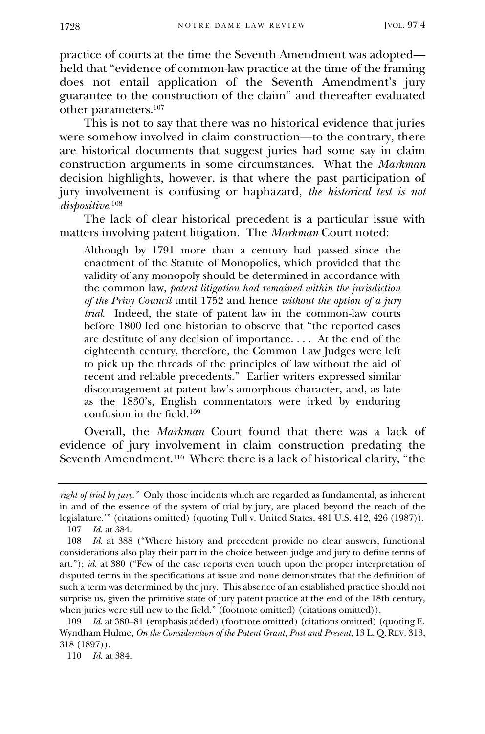practice of courts at the time the Seventh Amendment was adopted—held that "evidence of common-law practice at the time of the framing does not entail application of the Seventh Amendment's jury guarantee to the construction of the claim" and thereafter evaluated other parameters.[107]

This is not to say that there was no historical evidence that juries were somehow involved in claim construction—to the contrary, there are historical documents that suggest juries had some say in claim construction arguments in some circumstances. What the *Markman* decision highlights, however, is that where the past participation of jury involvement is confusing or haphazard, *the historical test is not dispositive*.[108]

The lack of clear historical precedent is a particular issue with matters involving patent litigation. The *Markman* Court noted:

> Although by 1791 more than a century had passed since the enactment of the Statute of Monopolies, which provided that the validity of any monopoly should be determined in accordance with the common law, *patent litigation had remained within the jurisdiction of the Privy Council* until 1752 and hence *without the option of a jury trial*. Indeed, the state of patent law in the common-law courts before 1800 led one historian to observe that "the reported cases are destitute of any decision of importance. . . . At the end of the eighteenth century, therefore, the Common Law Judges were left to pick up the threads of the principles of law without the aid of recent and reliable precedents." Earlier writers expressed similar discouragement at patent law's amorphous character, and, as late as the 1830's, English commentators were irked by enduring confusion in the field.[109]

Overall, the *Markman* Court found that there was a lack of evidence of jury involvement in claim construction predating the Seventh Amendment.[110] Where there is a lack of historical clarity, "the

---

*right of trial by jury."* Only those incidents which are regarded as fundamental, as inherent in and of the essence of the system of trial by jury, are placed beyond the reach of the legislature.'" (citations omitted) (quoting Tull v. United States, 481 U.S. 412, 426 (1987)).

107 *Id.* at 384.

108 *Id.* at 388 ("Where history and precedent provide no clear answers, functional considerations also play their part in the choice between judge and jury to define terms of art."); *id.* at 380 ("Few of the case reports even touch upon the proper interpretation of disputed terms in the specifications at issue and none demonstrates that the definition of such a term was determined by the jury. This absence of an established practice should not surprise us, given the primitive state of jury patent practice at the end of the 18th century, when juries were still new to the field." (footnote omitted) (citations omitted)).

109 *Id.* at 380–81 (emphasis added) (footnote omitted) (citations omitted) (quoting E. Wyndham Hulme, *On the Consideration of the Patent Grant, Past and Present*, 13 L. Q. REV. 313, 318 (1897)).

110 *Id.* at 384.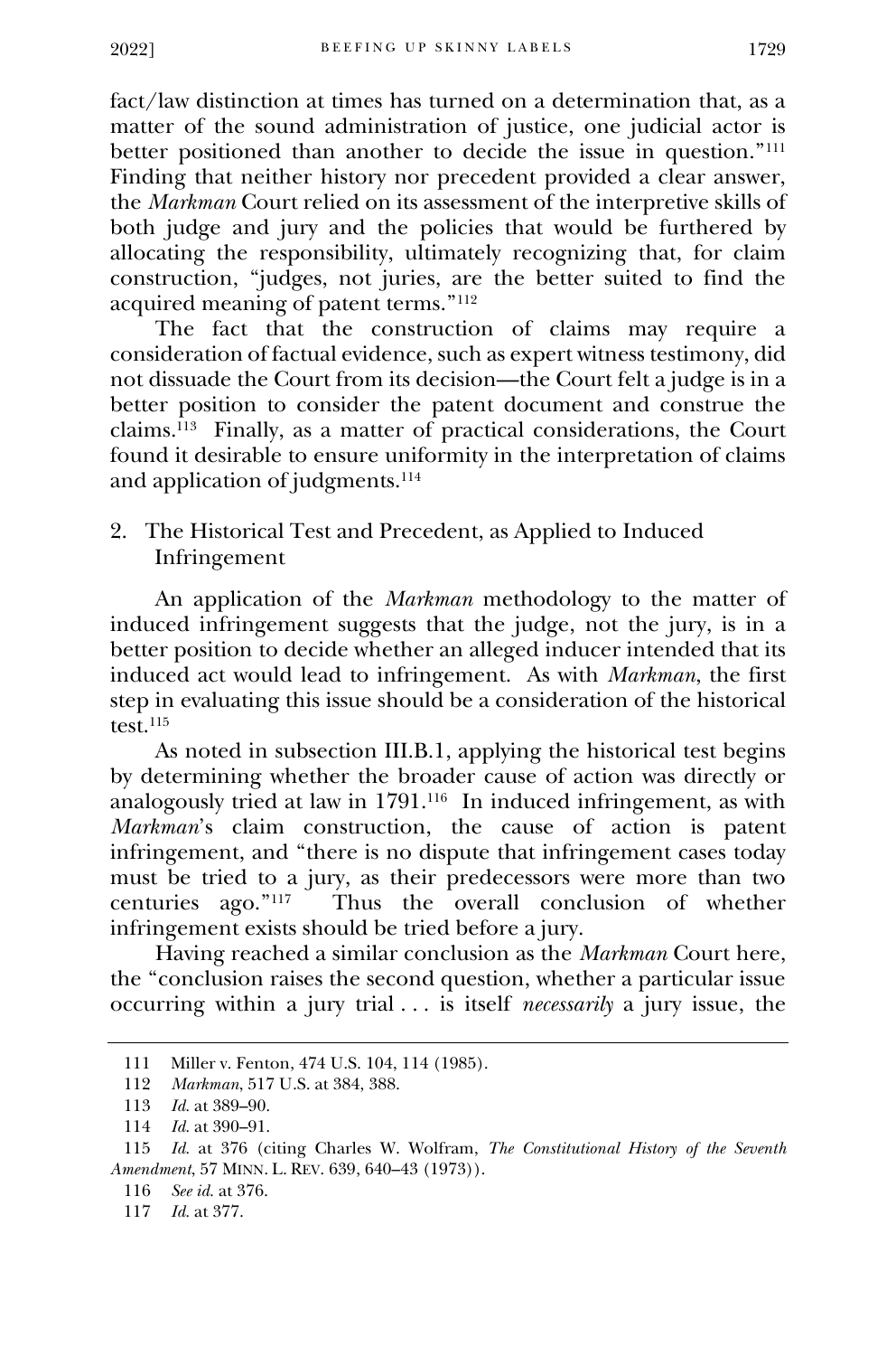fact/law distinction at times has turned on a determination that, as a matter of the sound administration of justice, one judicial actor is better positioned than another to decide the issue in question."[111] Finding that neither history nor precedent provided a clear answer, the *Markman* Court relied on its assessment of the interpretive skills of both judge and jury and the policies that would be furthered by allocating the responsibility, ultimately recognizing that, for claim construction, "judges, not juries, are the better suited to find the acquired meaning of patent terms."[112]

The fact that the construction of claims may require a consideration of factual evidence, such as expert witness testimony, did not dissuade the Court from its decision—the Court felt a judge is in a better position to consider the patent document and construe the claims.[113] Finally, as a matter of practical considerations, the Court found it desirable to ensure uniformity in the interpretation of claims and application of judgments.[114]

### 2. The Historical Test and Precedent, as Applied to Induced Infringement

An application of the *Markman* methodology to the matter of induced infringement suggests that the judge, not the jury, is in a better position to decide whether an alleged inducer intended that its induced act would lead to infringement. As with *Markman*, the first step in evaluating this issue should be a consideration of the historical test.[115]

As noted in subsection III.B.1, applying the historical test begins by determining whether the broader cause of action was directly or analogously tried at law in 1791.[116] In induced infringement, as with *Markman*'s claim construction, the cause of action is patent infringement, and "there is no dispute that infringement cases today must be tried to a jury, as their predecessors were more than two centuries ago."[117] Thus the overall conclusion of whether infringement exists should be tried before a jury.

Having reached a similar conclusion as the *Markman* Court here, the "conclusion raises the second question, whether a particular issue occurring within a jury trial . . . is itself *necessarily* a jury issue, the

---

111 Miller v. Fenton, 474 U.S. 104, 114 (1985).

112 *Markman*, 517 U.S. at 384, 388.

113 *Id.* at 389–90.

114 *Id.* at 390–91.

115 *Id.* at 376 (citing Charles W. Wolfram, *The Constitutional History of the Seventh Amendment*, 57 MINN. L. REV. 639, 640–43 (1973)).

116 *See id.* at 376.

117 *Id.* at 377.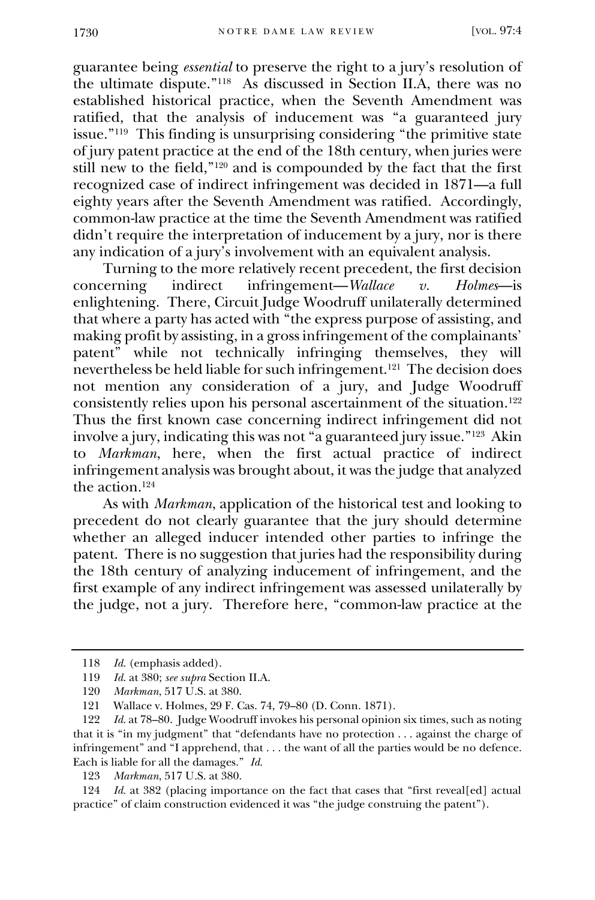guarantee being *essential* to preserve the right to a jury's resolution of the ultimate dispute."[118] As discussed in Section II.A, there was no established historical practice, when the Seventh Amendment was ratified, that the analysis of inducement was "a guaranteed jury issue."[119] This finding is unsurprising considering "the primitive state of jury patent practice at the end of the 18th century, when juries were still new to the field,"[120] and is compounded by the fact that the first recognized case of indirect infringement was decided in 1871—a full eighty years after the Seventh Amendment was ratified. Accordingly, common-law practice at the time the Seventh Amendment was ratified didn't require the interpretation of inducement by a jury, nor is there any indication of a jury's involvement with an equivalent analysis.

Turning to the more relatively recent precedent, the first decision concerning indirect infringement—*Wallace v. Holmes*—is enlightening. There, Circuit Judge Woodruff unilaterally determined that where a party has acted with "the express purpose of assisting, and making profit by assisting, in a gross infringement of the complainants' patent" while not technically infringing themselves, they will nevertheless be held liable for such infringement.[121] The decision does not mention any consideration of a jury, and Judge Woodruff consistently relies upon his personal ascertainment of the situation.[122] Thus the first known case concerning indirect infringement did not involve a jury, indicating this was not "a guaranteed jury issue."[123] Akin to *Markman*, here, when the first actual practice of indirect infringement analysis was brought about, it was the judge that analyzed the action.[124]

As with *Markman*, application of the historical test and looking to precedent do not clearly guarantee that the jury should determine whether an alleged inducer intended other parties to infringe the patent. There is no suggestion that juries had the responsibility during the 18th century of analyzing inducement of infringement, and the first example of any indirect infringement was assessed unilaterally by the judge, not a jury. Therefore here, "common-law practice at the

---

118 *Id.* (emphasis added).

119 *Id.* at 380; *see supra* Section II.A.

120 *Markman*, 517 U.S. at 380.

121 Wallace v. Holmes, 29 F. Cas. 74, 79–80 (D. Conn. 1871).

122 *Id.* at 78–80. Judge Woodruff invokes his personal opinion six times, such as noting that it is "in my judgment" that "defendants have no protection . . . against the charge of infringement" and "I apprehend, that . . . the want of all the parties would be no defence. Each is liable for all the damages." *Id.*

123 *Markman*, 517 U.S. at 380.

124 *Id.* at 382 (placing importance on the fact that cases that "first reveal[ed] actual practice" of claim construction evidenced it was "the judge construing the patent").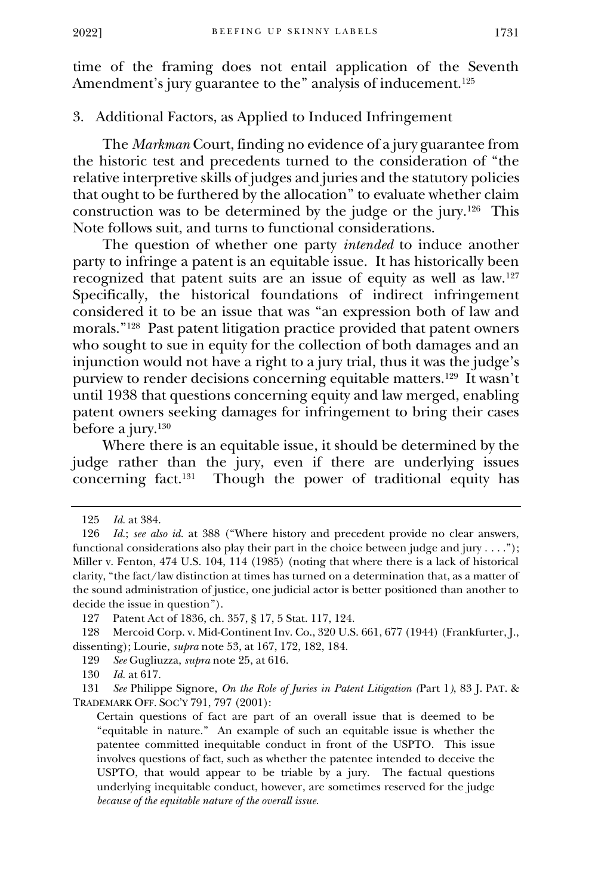time of the framing does not entail application of the Seventh Amendment's jury guarantee to the" analysis of inducement.[125]

### 3. Additional Factors, as Applied to Induced Infringement

The *Markman* Court, finding no evidence of a jury guarantee from the historic test and precedents turned to the consideration of "the relative interpretive skills of judges and juries and the statutory policies that ought to be furthered by the allocation" to evaluate whether claim construction was to be determined by the judge or the jury.[126] This Note follows suit, and turns to functional considerations.

The question of whether one party *intended* to induce another party to infringe a patent is an equitable issue. It has historically been recognized that patent suits are an issue of equity as well as law.[127] Specifically, the historical foundations of indirect infringement considered it to be an issue that was "an expression both of law and morals."[128] Past patent litigation practice provided that patent owners who sought to sue in equity for the collection of both damages and an injunction would not have a right to a jury trial, thus it was the judge's purview to render decisions concerning equitable matters.[129] It wasn't until 1938 that questions concerning equity and law merged, enabling patent owners seeking damages for infringement to bring their cases before a jury.[130]

Where there is an equitable issue, it should be determined by the judge rather than the jury, even if there are underlying issues concerning fact.[131] Though the power of traditional equity has

---

[125] *Id.* at 384.

[126] *Id.*; *see also id.* at 388 ("Where history and precedent provide no clear answers, functional considerations also play their part in the choice between judge and jury . . . ."); Miller v. Fenton, 474 U.S. 104, 114 (1985) (noting that where there is a lack of historical clarity, "the fact/law distinction at times has turned on a determination that, as a matter of the sound administration of justice, one judicial actor is better positioned than another to decide the issue in question").

[127] Patent Act of 1836, ch. 357, § 17, 5 Stat. 117, 124.

[128] Mercoid Corp. v. Mid-Continent Inv. Co., 320 U.S. 661, 677 (1944) (Frankfurter, J., dissenting); Lourie, *supra* note 53, at 167, 172, 182, 184.

[129] *See* Gugliuzza, *supra* note 25, at 616.

[130] *Id.* at 617.

[131] *See* Philippe Signore, *On the Role of Juries in Patent Litigation (*Part 1*)*, 83 J. PAT. & TRADEMARK OFF. SOC'Y 791, 797 (2001):

> Certain questions of fact are part of an overall issue that is deemed to be "equitable in nature." An example of such an equitable issue is whether the patentee committed inequitable conduct in front of the USPTO. This issue involves questions of fact, such as whether the patentee intended to deceive the USPTO, that would appear to be triable by a jury. The factual questions underlying inequitable conduct, however, are sometimes reserved for the judge *because of the equitable nature of the overall issue*.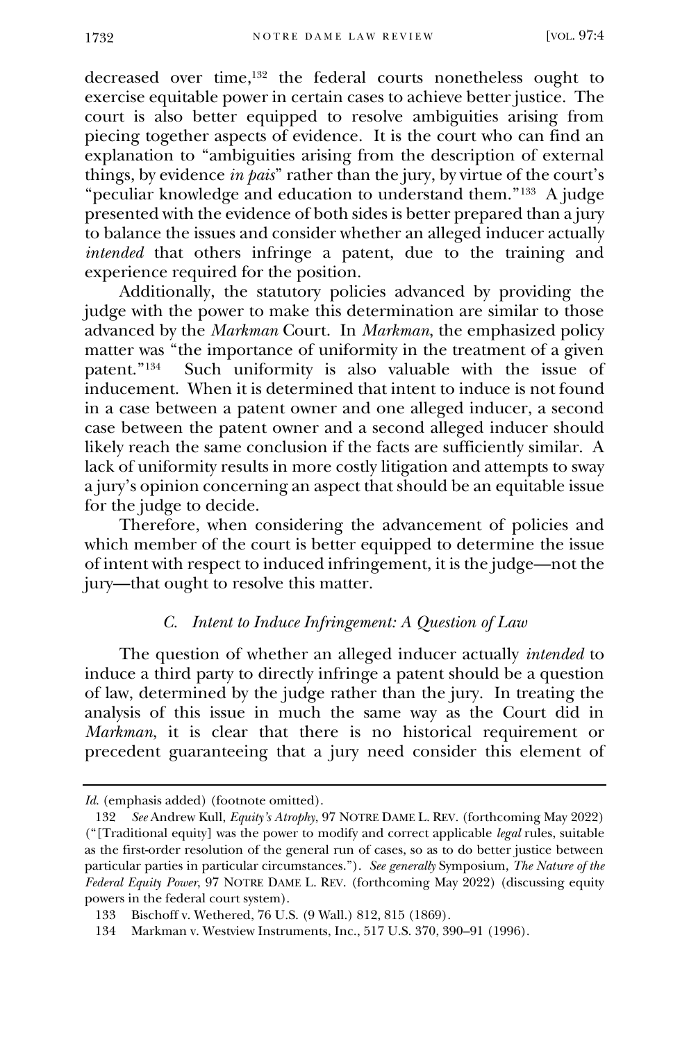decreased over time,[132] the federal courts nonetheless ought to exercise equitable power in certain cases to achieve better justice. The court is also better equipped to resolve ambiguities arising from piecing together aspects of evidence. It is the court who can find an explanation to "ambiguities arising from the description of external things, by evidence *in pais*" rather than the jury, by virtue of the court's "peculiar knowledge and education to understand them."[133] A judge presented with the evidence of both sides is better prepared than a jury to balance the issues and consider whether an alleged inducer actually *intended* that others infringe a patent, due to the training and experience required for the position.

Additionally, the statutory policies advanced by providing the judge with the power to make this determination are similar to those advanced by the *Markman* Court. In *Markman*, the emphasized policy matter was "the importance of uniformity in the treatment of a given patent."[134] Such uniformity is also valuable with the issue of inducement. When it is determined that intent to induce is not found in a case between a patent owner and one alleged inducer, a second case between the patent owner and a second alleged inducer should likely reach the same conclusion if the facts are sufficiently similar. A lack of uniformity results in more costly litigation and attempts to sway a jury's opinion concerning an aspect that should be an equitable issue for the judge to decide.

Therefore, when considering the advancement of policies and which member of the court is better equipped to determine the issue of intent with respect to induced infringement, it is the judge—not the jury—that ought to resolve this matter.

### *C. Intent to Induce Infringement: A Question of Law*

The question of whether an alleged inducer actually *intended* to induce a third party to directly infringe a patent should be a question of law, determined by the judge rather than the jury. In treating the analysis of this issue in much the same way as the Court did in *Markman*, it is clear that there is no historical requirement or precedent guaranteeing that a jury need consider this element of

---

*Id.* (emphasis added) (footnote omitted).

132 *See* Andrew Kull, *Equity's Atrophy*, 97 NOTRE DAME L. REV. (forthcoming May 2022) ("[Traditional equity] was the power to modify and correct applicable *legal* rules, suitable as the first-order resolution of the general run of cases, so as to do better justice between particular parties in particular circumstances."). *See generally* Symposium, *The Nature of the Federal Equity Power*, 97 NOTRE DAME L. REV. (forthcoming May 2022) (discussing equity powers in the federal court system).

133 Bischoff v. Wethered, 76 U.S. (9 Wall.) 812, 815 (1869).

134 Markman v. Westview Instruments, Inc., 517 U.S. 370, 390–91 (1996).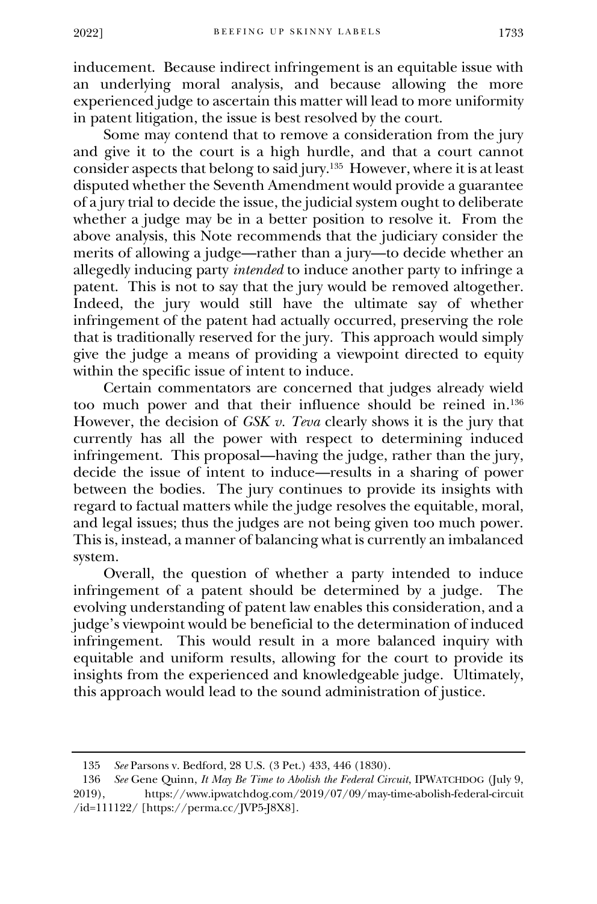inducement. Because indirect infringement is an equitable issue with an underlying moral analysis, and because allowing the more experienced judge to ascertain this matter will lead to more uniformity in patent litigation, the issue is best resolved by the court.

Some may contend that to remove a consideration from the jury and give it to the court is a high hurdle, and that a court cannot consider aspects that belong to said jury.[135] However, where it is at least disputed whether the Seventh Amendment would provide a guarantee of a jury trial to decide the issue, the judicial system ought to deliberate whether a judge may be in a better position to resolve it. From the above analysis, this Note recommends that the judiciary consider the merits of allowing a judge—rather than a jury—to decide whether an allegedly inducing party *intended* to induce another party to infringe a patent. This is not to say that the jury would be removed altogether. Indeed, the jury would still have the ultimate say of whether infringement of the patent had actually occurred, preserving the role that is traditionally reserved for the jury. This approach would simply give the judge a means of providing a viewpoint directed to equity within the specific issue of intent to induce.

Certain commentators are concerned that judges already wield too much power and that their influence should be reined in.[136] However, the decision of *GSK v. Teva* clearly shows it is the jury that currently has all the power with respect to determining induced infringement. This proposal—having the judge, rather than the jury, decide the issue of intent to induce—results in a sharing of power between the bodies. The jury continues to provide its insights with regard to factual matters while the judge resolves the equitable, moral, and legal issues; thus the judges are not being given too much power. This is, instead, a manner of balancing what is currently an imbalanced system.

Overall, the question of whether a party intended to induce infringement of a patent should be determined by a judge. The evolving understanding of patent law enables this consideration, and a judge's viewpoint would be beneficial to the determination of induced infringement. This would result in a more balanced inquiry with equitable and uniform results, allowing for the court to provide its insights from the experienced and knowledgeable judge. Ultimately, this approach would lead to the sound administration of justice.

---

135 *See* Parsons v. Bedford, 28 U.S. (3 Pet.) 433, 446 (1830).

136 *See* Gene Quinn, *It May Be Time to Abolish the Federal Circuit*, IPWATCHDOG (July 9, 2019), https://www.ipwatchdog.com/2019/07/09/may-time-abolish-federal-circuit/id=111122/ [https://perma.cc/JVP5-J8X8].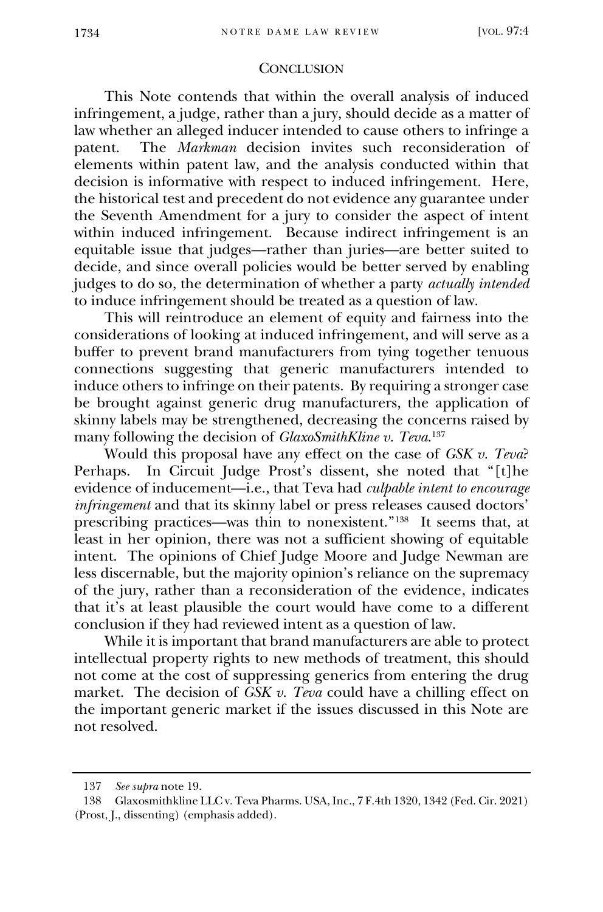## CONCLUSION

This Note contends that within the overall analysis of induced infringement, a judge, rather than a jury, should decide as a matter of law whether an alleged inducer intended to cause others to infringe a patent. The *Markman* decision invites such reconsideration of elements within patent law, and the analysis conducted within that decision is informative with respect to induced infringement. Here, the historical test and precedent do not evidence any guarantee under the Seventh Amendment for a jury to consider the aspect of intent within induced infringement. Because indirect infringement is an equitable issue that judges—rather than juries—are better suited to decide, and since overall policies would be better served by enabling judges to do so, the determination of whether a party *actually intended* to induce infringement should be treated as a question of law.

This will reintroduce an element of equity and fairness into the considerations of looking at induced infringement, and will serve as a buffer to prevent brand manufacturers from tying together tenuous connections suggesting that generic manufacturers intended to induce others to infringe on their patents. By requiring a stronger case be brought against generic drug manufacturers, the application of skinny labels may be strengthened, decreasing the concerns raised by many following the decision of *GlaxoSmithKline v. Teva*.[137]

Would this proposal have any effect on the case of *GSK v. Teva*? Perhaps. In Circuit Judge Prost's dissent, she noted that "[t]he evidence of inducement—i.e., that Teva had *culpable intent to encourage infringement* and that its skinny label or press releases caused doctors' prescribing practices—was thin to nonexistent."[138] It seems that, at least in her opinion, there was not a sufficient showing of equitable intent. The opinions of Chief Judge Moore and Judge Newman are less discernable, but the majority opinion's reliance on the supremacy of the jury, rather than a reconsideration of the evidence, indicates that it's at least plausible the court would have come to a different conclusion if they had reviewed intent as a question of law.

While it is important that brand manufacturers are able to protect intellectual property rights to new methods of treatment, this should not come at the cost of suppressing generics from entering the drug market. The decision of *GSK v. Teva* could have a chilling effect on the important generic market if the issues discussed in this Note are not resolved.

---

137 *See supra* note 19.

138 Glaxosmithkline LLC v. Teva Pharms. USA, Inc., 7 F.4th 1320, 1342 (Fed. Cir. 2021) (Prost, J., dissenting) (emphasis added).